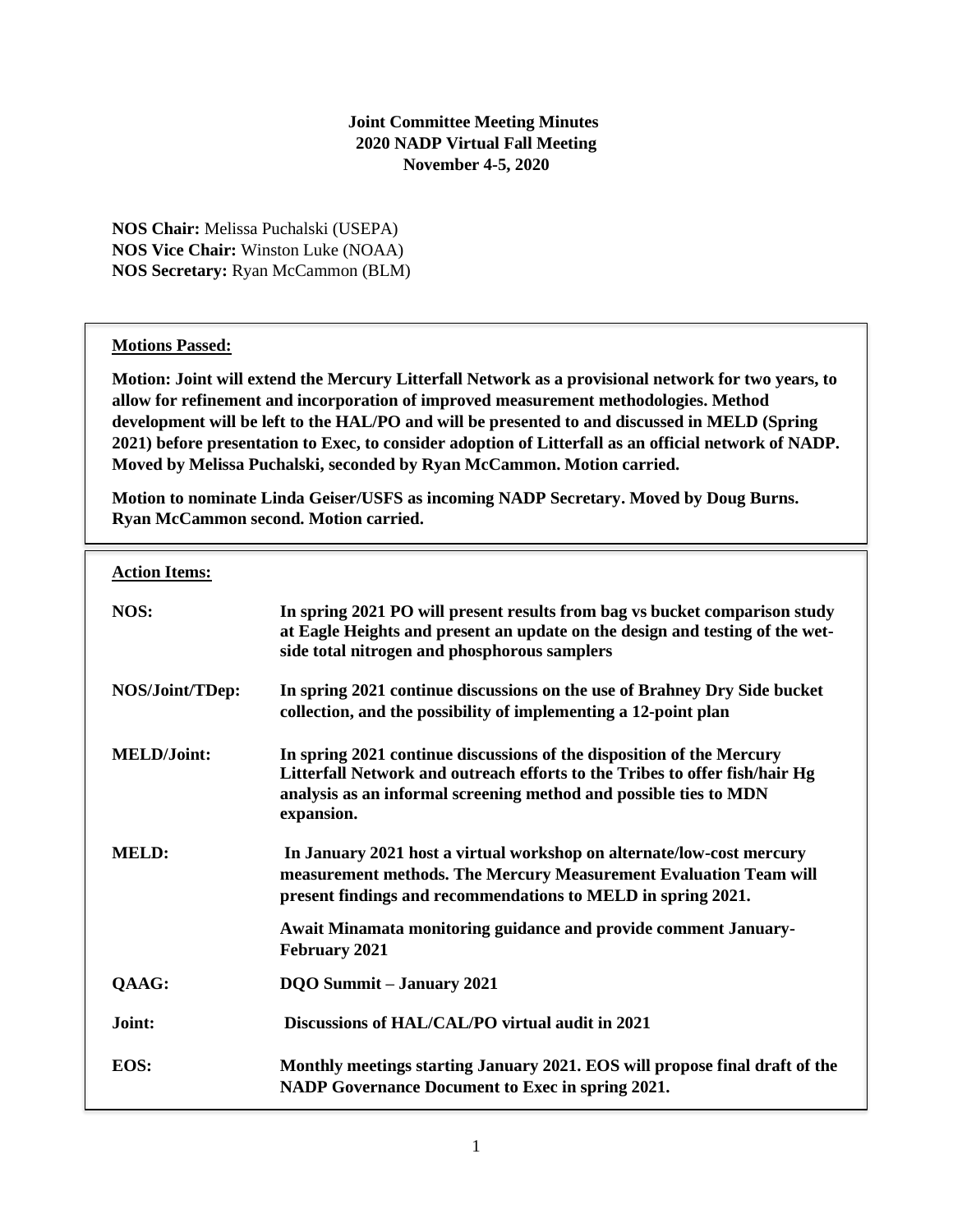**Joint Committee Meeting Minutes**
**2020 NADP Virtual Fall Meeting**
**November 4-5, 2020**

**NOS Chair:** Melissa Puchalski (USEPA)
**NOS Vice Chair:** Winston Luke (NOAA)
**NOS Secretary:** Ryan McCammon (BLM)

**Motions Passed:**

**Motion: Joint will extend the Mercury Litterfall Network as a provisional network for two years, to allow for refinement and incorporation of improved measurement methodologies. Method development will be left to the HAL/PO and will be presented to and discussed in MELD (Spring 2021) before presentation to Exec, to consider adoption of Litterfall as an official network of NADP. Moved by Melissa Puchalski, seconded by Ryan McCammon. Motion carried.**

**Motion to nominate Linda Geiser/USFS as incoming NADP Secretary. Moved by Doug Burns. Ryan McCammon second. Motion carried.**

**Action Items:**

| | |
|---|---|
| **NOS:** | **In spring 2021 PO will present results from bag vs bucket comparison study at Eagle Heights and present an update on the design and testing of the wet-side total nitrogen and phosphorous samplers** |
| **NOS/Joint/TDep:** | **In spring 2021 continue discussions on the use of Brahney Dry Side bucket collection, and the possibility of implementing a 12-point plan** |
| **MELD/Joint:** | **In spring 2021 continue discussions of the disposition of the Mercury Litterfall Network and outreach efforts to the Tribes to offer fish/hair Hg analysis as an informal screening method and possible ties to MDN expansion.** |
| **MELD:** | **In January 2021 host a virtual workshop on alternate/low-cost mercury measurement methods. The Mercury Measurement Evaluation Team will present findings and recommendations to MELD in spring 2021.** |
| | **Await Minamata monitoring guidance and provide comment January-February 2021** |
| **QAAG:** | **DQO Summit – January 2021** |
| **Joint:** | **Discussions of HAL/CAL/PO virtual audit in 2021** |
| **EOS:** | **Monthly meetings starting January 2021. EOS will propose final draft of the NADP Governance Document to Exec in spring 2021.** |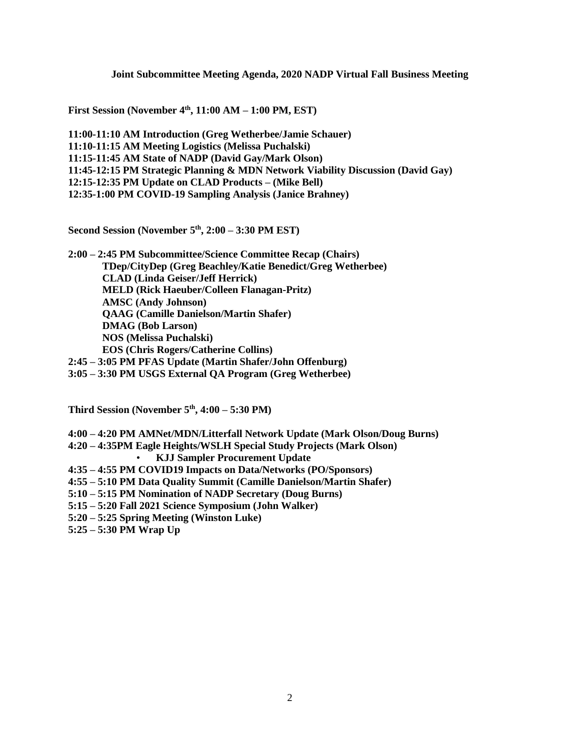# Joint Subcommittee Meeting Agenda, 2020 NADP Virtual Fall Business Meeting

**First Session (November 4th, 11:00 AM – 1:00 PM, EST)**

**11:00-11:10 AM Introduction (Greg Wetherbee/Jamie Schauer)**
**11:10-11:15 AM Meeting Logistics (Melissa Puchalski)**
**11:15-11:45 AM State of NADP (David Gay/Mark Olson)**
**11:45-12:15 PM Strategic Planning & MDN Network Viability Discussion (David Gay)**
**12:15-12:35 PM Update on CLAD Products – (Mike Bell)**
**12:35-1:00 PM COVID-19 Sampling Analysis (Janice Brahney)**

**Second Session (November 5th, 2:00 – 3:30 PM EST)**

**2:00 – 2:45 PM Subcommittee/Science Committee Recap (Chairs)**
- **TDep/CityDep (Greg Beachley/Katie Benedict/Greg Wetherbee)**
- **CLAD (Linda Geiser/Jeff Herrick)**
- **MELD (Rick Haeuber/Colleen Flanagan-Pritz)**
- **AMSC (Andy Johnson)**
- **QAAG (Camille Danielson/Martin Shafer)**
- **DMAG (Bob Larson)**
- **NOS (Melissa Puchalski)**
- **EOS (Chris Rogers/Catherine Collins)**

**2:45 – 3:05 PM PFAS Update (Martin Shafer/John Offenburg)**
**3:05 – 3:30 PM USGS External QA Program (Greg Wetherbee)**

**Third Session (November 5th, 4:00 – 5:30 PM)**

**4:00 – 4:20 PM AMNet/MDN/Litterfall Network Update (Mark Olson/Doug Burns)**
**4:20 – 4:35PM Eagle Heights/WSLH Special Study Projects (Mark Olson)**
- **KJJ Sampler Procurement Update**

**4:35 – 4:55 PM COVID19 Impacts on Data/Networks (PO/Sponsors)**
**4:55 – 5:10 PM Data Quality Summit (Camille Danielson/Martin Shafer)**
**5:10 – 5:15 PM Nomination of NADP Secretary (Doug Burns)**
**5:15 – 5:20 PM Fall 2021 Science Symposium (John Walker)**
**5:20 – 5:25 PM Spring Meeting (Winston Luke)**
**5:25 – 5:30 PM Wrap Up**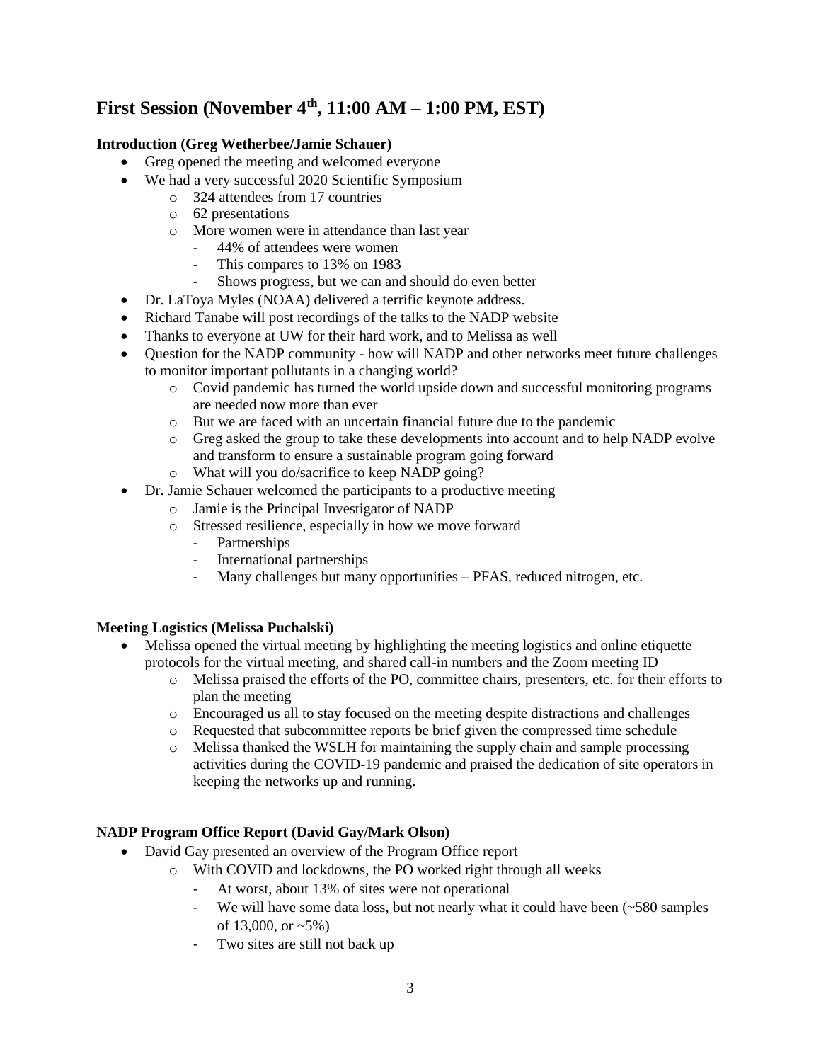## First Session (November 4th, 11:00 AM – 1:00 PM, EST)

**Introduction (Greg Wetherbee/Jamie Schauer)**

- Greg opened the meeting and welcomed everyone
- We had a very successful 2020 Scientific Symposium
  - 324 attendees from 17 countries
  - 62 presentations
  - More women were in attendance than last year
    - 44% of attendees were women
    - This compares to 13% on 1983
    - Shows progress, but we can and should do even better
- Dr. LaToya Myles (NOAA) delivered a terrific keynote address.
- Richard Tanabe will post recordings of the talks to the NADP website
- Thanks to everyone at UW for their hard work, and to Melissa as well
- Question for the NADP community - how will NADP and other networks meet future challenges to monitor important pollutants in a changing world?
  - Covid pandemic has turned the world upside down and successful monitoring programs are needed now more than ever
  - But we are faced with an uncertain financial future due to the pandemic
  - Greg asked the group to take these developments into account and to help NADP evolve and transform to ensure a sustainable program going forward
  - What will you do/sacrifice to keep NADP going?
- Dr. Jamie Schauer welcomed the participants to a productive meeting
  - Jamie is the Principal Investigator of NADP
  - Stressed resilience, especially in how we move forward
    - Partnerships
    - International partnerships
    - Many challenges but many opportunities – PFAS, reduced nitrogen, etc.

**Meeting Logistics (Melissa Puchalski)**

- Melissa opened the virtual meeting by highlighting the meeting logistics and online etiquette protocols for the virtual meeting, and shared call-in numbers and the Zoom meeting ID
  - Melissa praised the efforts of the PO, committee chairs, presenters, etc. for their efforts to plan the meeting
  - Encouraged us all to stay focused on the meeting despite distractions and challenges
  - Requested that subcommittee reports be brief given the compressed time schedule
  - Melissa thanked the WSLH for maintaining the supply chain and sample processing activities during the COVID-19 pandemic and praised the dedication of site operators in keeping the networks up and running.

**NADP Program Office Report (David Gay/Mark Olson)**

- David Gay presented an overview of the Program Office report
  - With COVID and lockdowns, the PO worked right through all weeks
    - At worst, about 13% of sites were not operational
    - We will have some data loss, but not nearly what it could have been (~580 samples of 13,000, or ~5%)
    - Two sites are still not back up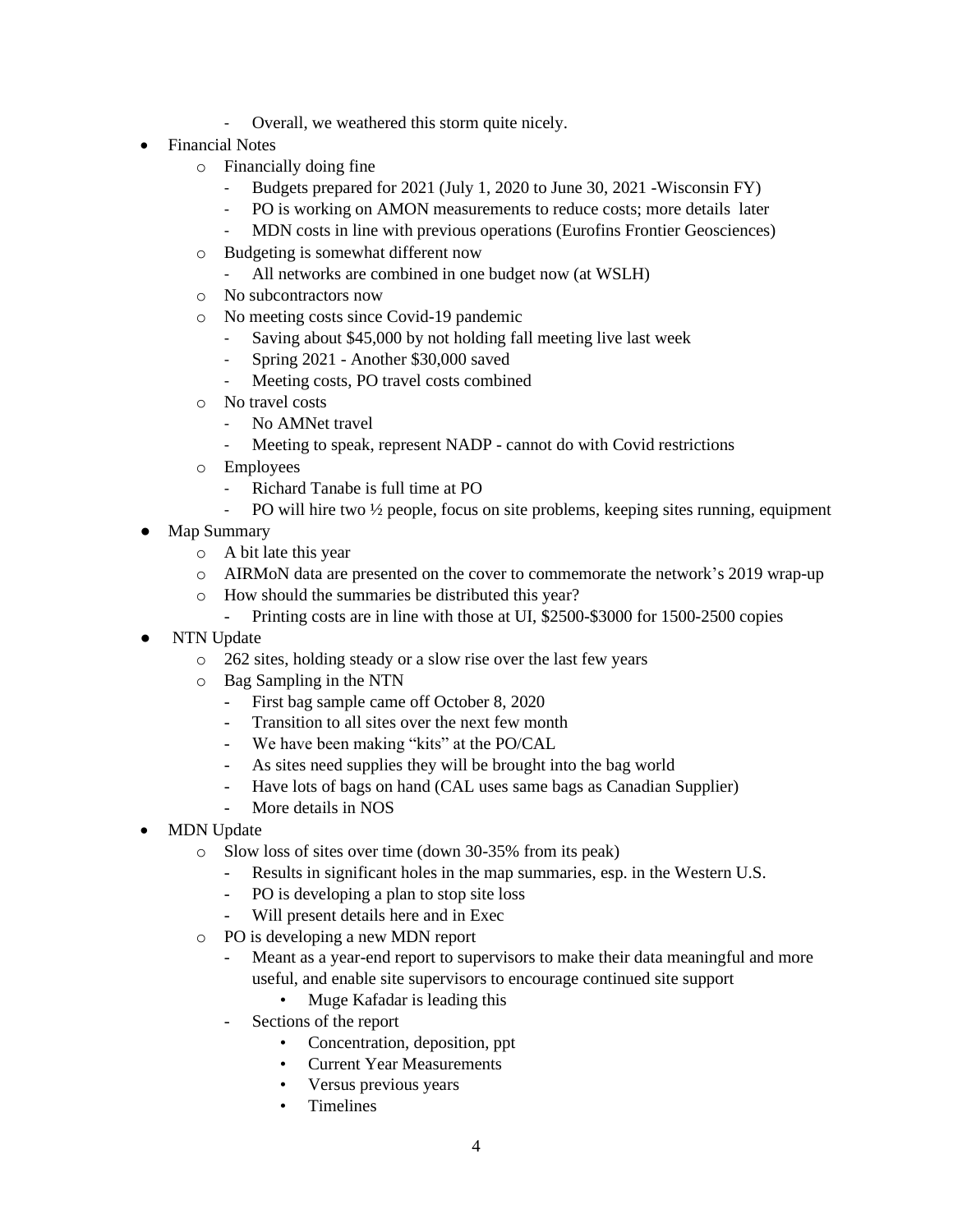- Overall, we weathered this storm quite nicely.
- Financial Notes
  - Financially doing fine
    - Budgets prepared for 2021 (July 1, 2020 to June 30, 2021 -Wisconsin FY)
    - PO is working on AMON measurements to reduce costs; more details later
    - MDN costs in line with previous operations (Eurofins Frontier Geosciences)
  - Budgeting is somewhat different now
    - All networks are combined in one budget now (at WSLH)
  - No subcontractors now
  - No meeting costs since Covid-19 pandemic
    - Saving about $45,000 by not holding fall meeting live last week
    - Spring 2021 - Another $30,000 saved
    - Meeting costs, PO travel costs combined
  - No travel costs
    - No AMNet travel
    - Meeting to speak, represent NADP - cannot do with Covid restrictions
  - Employees
    - Richard Tanabe is full time at PO
    - PO will hire two ½ people, focus on site problems, keeping sites running, equipment
- Map Summary
  - A bit late this year
  - AIRMoN data are presented on the cover to commemorate the network's 2019 wrap-up
  - How should the summaries be distributed this year?
    - Printing costs are in line with those at UI, $2500-$3000 for 1500-2500 copies
- NTN Update
  - 262 sites, holding steady or a slow rise over the last few years
  - Bag Sampling in the NTN
    - First bag sample came off October 8, 2020
    - Transition to all sites over the next few month
    - We have been making "kits" at the PO/CAL
    - As sites need supplies they will be brought into the bag world
    - Have lots of bags on hand (CAL uses same bags as Canadian Supplier)
    - More details in NOS
- MDN Update
  - Slow loss of sites over time (down 30-35% from its peak)
    - Results in significant holes in the map summaries, esp. in the Western U.S.
    - PO is developing a plan to stop site loss
    - Will present details here and in Exec
  - PO is developing a new MDN report
    - Meant as a year-end report to supervisors to make their data meaningful and more useful, and enable site supervisors to encourage continued site support
      - Muge Kafadar is leading this
    - Sections of the report
      - Concentration, deposition, ppt
      - Current Year Measurements
      - Versus previous years
      - Timelines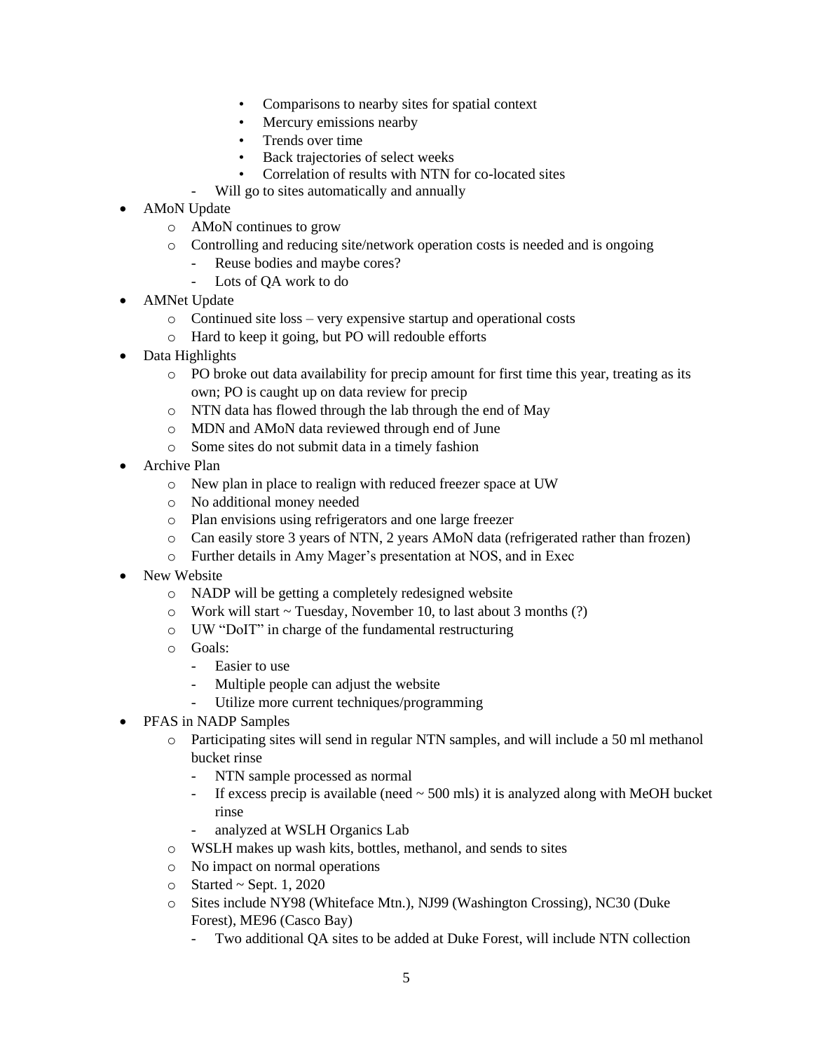- Comparisons to nearby sites for spatial context
    - Mercury emissions nearby
    - Trends over time
    - Back trajectories of select weeks
    - Correlation of results with NTN for co-located sites
  - Will go to sites automatically and annually
- AMoN Update
  - AMoN continues to grow
  - Controlling and reducing site/network operation costs is needed and is ongoing
    - Reuse bodies and maybe cores?
    - Lots of QA work to do
- AMNet Update
  - Continued site loss – very expensive startup and operational costs
  - Hard to keep it going, but PO will redouble efforts
- Data Highlights
  - PO broke out data availability for precip amount for first time this year, treating as its own; PO is caught up on data review for precip
  - NTN data has flowed through the lab through the end of May
  - MDN and AMoN data reviewed through end of June
  - Some sites do not submit data in a timely fashion
- Archive Plan
  - New plan in place to realign with reduced freezer space at UW
  - No additional money needed
  - Plan envisions using refrigerators and one large freezer
  - Can easily store 3 years of NTN, 2 years AMoN data (refrigerated rather than frozen)
  - Further details in Amy Mager's presentation at NOS, and in Exec
- New Website
  - NADP will be getting a completely redesigned website
  - Work will start ~ Tuesday, November 10, to last about 3 months (?)
  - UW "DoIT" in charge of the fundamental restructuring
  - Goals:
    - Easier to use
    - Multiple people can adjust the website
    - Utilize more current techniques/programming
- PFAS in NADP Samples
  - Participating sites will send in regular NTN samples, and will include a 50 ml methanol bucket rinse
    - NTN sample processed as normal
    - If excess precip is available (need ~ 500 mls) it is analyzed along with MeOH bucket rinse
    - analyzed at WSLH Organics Lab
  - WSLH makes up wash kits, bottles, methanol, and sends to sites
  - No impact on normal operations
  - Started ~ Sept. 1, 2020
  - Sites include NY98 (Whiteface Mtn.), NJ99 (Washington Crossing), NC30 (Duke Forest), ME96 (Casco Bay)
    - Two additional QA sites to be added at Duke Forest, will include NTN collection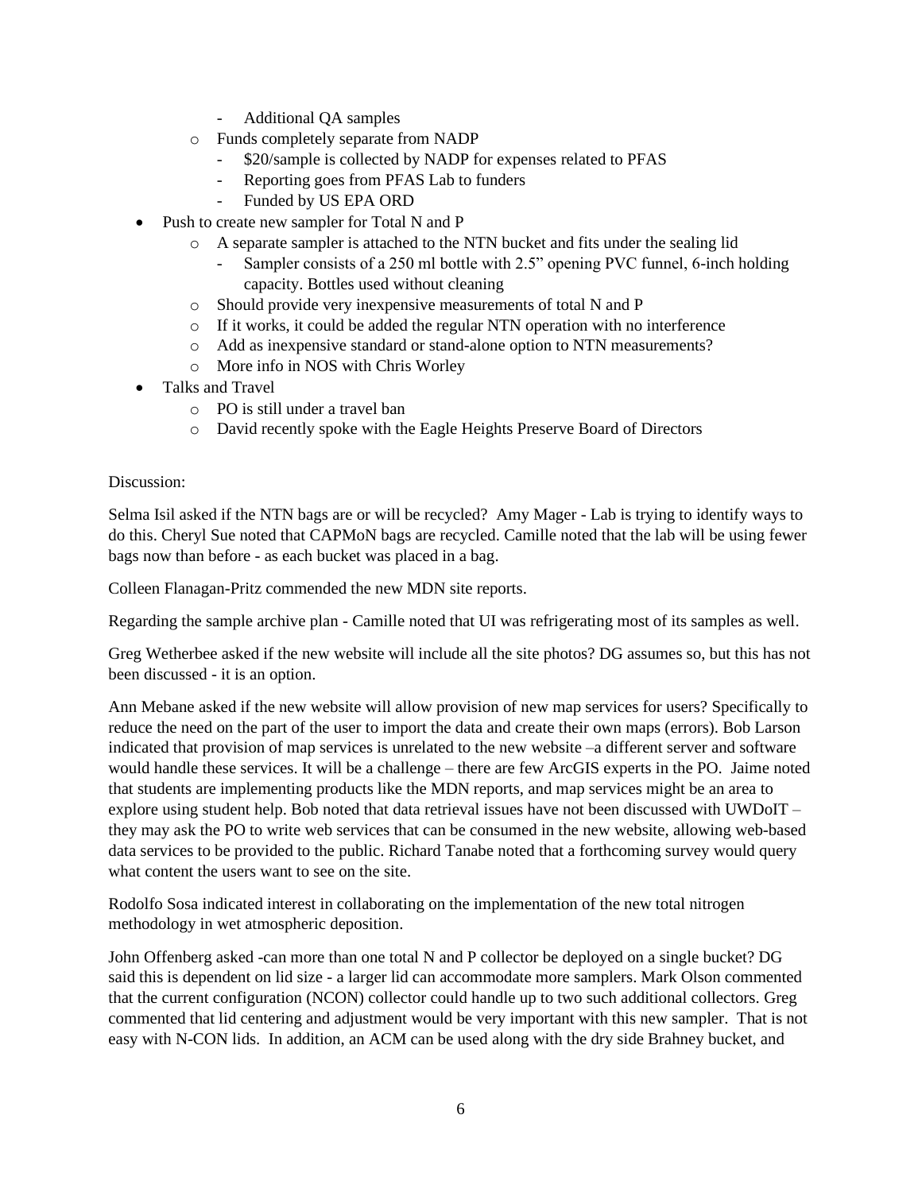- Additional QA samples
    - Funds completely separate from NADP
        - $20/sample is collected by NADP for expenses related to PFAS
        - Reporting goes from PFAS Lab to funders
        - Funded by US EPA ORD
- Push to create new sampler for Total N and P
    - A separate sampler is attached to the NTN bucket and fits under the sealing lid
        - Sampler consists of a 250 ml bottle with 2.5" opening PVC funnel, 6-inch holding capacity. Bottles used without cleaning
    - Should provide very inexpensive measurements of total N and P
    - If it works, it could be added the regular NTN operation with no interference
    - Add as inexpensive standard or stand-alone option to NTN measurements?
    - More info in NOS with Chris Worley
- Talks and Travel
    - PO is still under a travel ban
    - David recently spoke with the Eagle Heights Preserve Board of Directors

Discussion:

Selma Isil asked if the NTN bags are or will be recycled? Amy Mager - Lab is trying to identify ways to do this. Cheryl Sue noted that CAPMoN bags are recycled. Camille noted that the lab will be using fewer bags now than before - as each bucket was placed in a bag.

Colleen Flanagan-Pritz commended the new MDN site reports.

Regarding the sample archive plan - Camille noted that UI was refrigerating most of its samples as well.

Greg Wetherbee asked if the new website will include all the site photos? DG assumes so, but this has not been discussed - it is an option.

Ann Mebane asked if the new website will allow provision of new map services for users? Specifically to reduce the need on the part of the user to import the data and create their own maps (errors). Bob Larson indicated that provision of map services is unrelated to the new website –a different server and software would handle these services. It will be a challenge – there are few ArcGIS experts in the PO. Jaime noted that students are implementing products like the MDN reports, and map services might be an area to explore using student help. Bob noted that data retrieval issues have not been discussed with UWDoIT – they may ask the PO to write web services that can be consumed in the new website, allowing web-based data services to be provided to the public. Richard Tanabe noted that a forthcoming survey would query what content the users want to see on the site.

Rodolfo Sosa indicated interest in collaborating on the implementation of the new total nitrogen methodology in wet atmospheric deposition.

John Offenberg asked -can more than one total N and P collector be deployed on a single bucket? DG said this is dependent on lid size - a larger lid can accommodate more samplers. Mark Olson commented that the current configuration (NCON) collector could handle up to two such additional collectors. Greg commented that lid centering and adjustment would be very important with this new sampler. That is not easy with N-CON lids. In addition, an ACM can be used along with the dry side Brahney bucket, and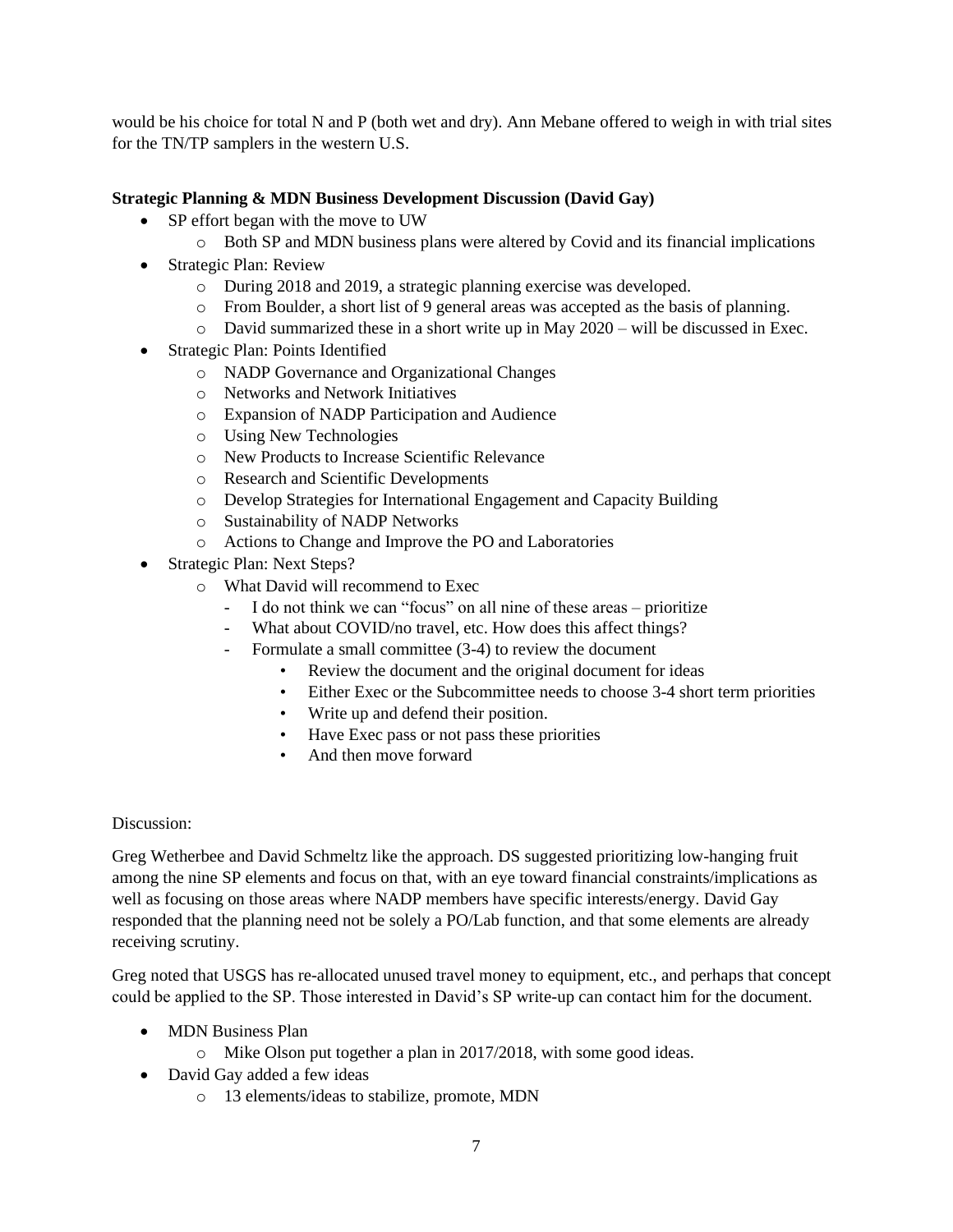would be his choice for total N and P (both wet and dry). Ann Mebane offered to weigh in with trial sites for the TN/TP samplers in the western U.S.

**Strategic Planning & MDN Business Development Discussion (David Gay)**

- SP effort began with the move to UW
  - Both SP and MDN business plans were altered by Covid and its financial implications
- Strategic Plan: Review
  - During 2018 and 2019, a strategic planning exercise was developed.
  - From Boulder, a short list of 9 general areas was accepted as the basis of planning.
  - David summarized these in a short write up in May 2020 – will be discussed in Exec.
- Strategic Plan: Points Identified
  - NADP Governance and Organizational Changes
  - Networks and Network Initiatives
  - Expansion of NADP Participation and Audience
  - Using New Technologies
  - New Products to Increase Scientific Relevance
  - Research and Scientific Developments
  - Develop Strategies for International Engagement and Capacity Building
  - Sustainability of NADP Networks
  - Actions to Change and Improve the PO and Laboratories
- Strategic Plan: Next Steps?
  - What David will recommend to Exec
    - I do not think we can "focus" on all nine of these areas – prioritize
    - What about COVID/no travel, etc. How does this affect things?
    - Formulate a small committee (3-4) to review the document
      - Review the document and the original document for ideas
      - Either Exec or the Subcommittee needs to choose 3-4 short term priorities
      - Write up and defend their position.
      - Have Exec pass or not pass these priorities
      - And then move forward

Discussion:

Greg Wetherbee and David Schmeltz like the approach. DS suggested prioritizing low-hanging fruit among the nine SP elements and focus on that, with an eye toward financial constraints/implications as well as focusing on those areas where NADP members have specific interests/energy. David Gay responded that the planning need not be solely a PO/Lab function, and that some elements are already receiving scrutiny.

Greg noted that USGS has re-allocated unused travel money to equipment, etc., and perhaps that concept could be applied to the SP. Those interested in David's SP write-up can contact him for the document.

- MDN Business Plan
  - Mike Olson put together a plan in 2017/2018, with some good ideas.
- David Gay added a few ideas
  - 13 elements/ideas to stabilize, promote, MDN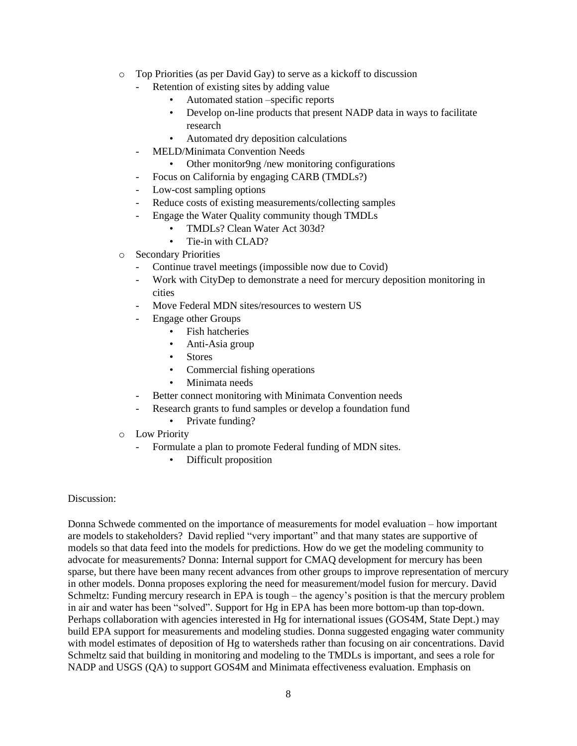- Top Priorities (as per David Gay) to serve as a kickoff to discussion
  - Retention of existing sites by adding value
    - Automated station –specific reports
    - Develop on-line products that present NADP data in ways to facilitate research
    - Automated dry deposition calculations
  - MELD/Minimata Convention Needs
    - Other monitor9ng /new monitoring configurations
  - Focus on California by engaging CARB (TMDLs?)
  - Low-cost sampling options
  - Reduce costs of existing measurements/collecting samples
  - Engage the Water Quality community though TMDLs
    - TMDLs? Clean Water Act 303d?
    - Tie-in with CLAD?
- Secondary Priorities
  - Continue travel meetings (impossible now due to Covid)
  - Work with CityDep to demonstrate a need for mercury deposition monitoring in cities
  - Move Federal MDN sites/resources to western US
  - Engage other Groups
    - Fish hatcheries
    - Anti-Asia group
    - Stores
    - Commercial fishing operations
    - Minimata needs
  - Better connect monitoring with Minimata Convention needs
  - Research grants to fund samples or develop a foundation fund
    - Private funding?
- Low Priority
  - Formulate a plan to promote Federal funding of MDN sites.
    - Difficult proposition

Discussion:

Donna Schwede commented on the importance of measurements for model evaluation – how important are models to stakeholders? David replied "very important" and that many states are supportive of models so that data feed into the models for predictions. How do we get the modeling community to advocate for measurements? Donna: Internal support for CMAQ development for mercury has been sparse, but there have been many recent advances from other groups to improve representation of mercury in other models. Donna proposes exploring the need for measurement/model fusion for mercury. David Schmeltz: Funding mercury research in EPA is tough – the agency's position is that the mercury problem in air and water has been "solved". Support for Hg in EPA has been more bottom-up than top-down. Perhaps collaboration with agencies interested in Hg for international issues (GOS4M, State Dept.) may build EPA support for measurements and modeling studies. Donna suggested engaging water community with model estimates of deposition of Hg to watersheds rather than focusing on air concentrations. David Schmeltz said that building in monitoring and modeling to the TMDLs is important, and sees a role for NADP and USGS (QA) to support GOS4M and Minimata effectiveness evaluation. Emphasis on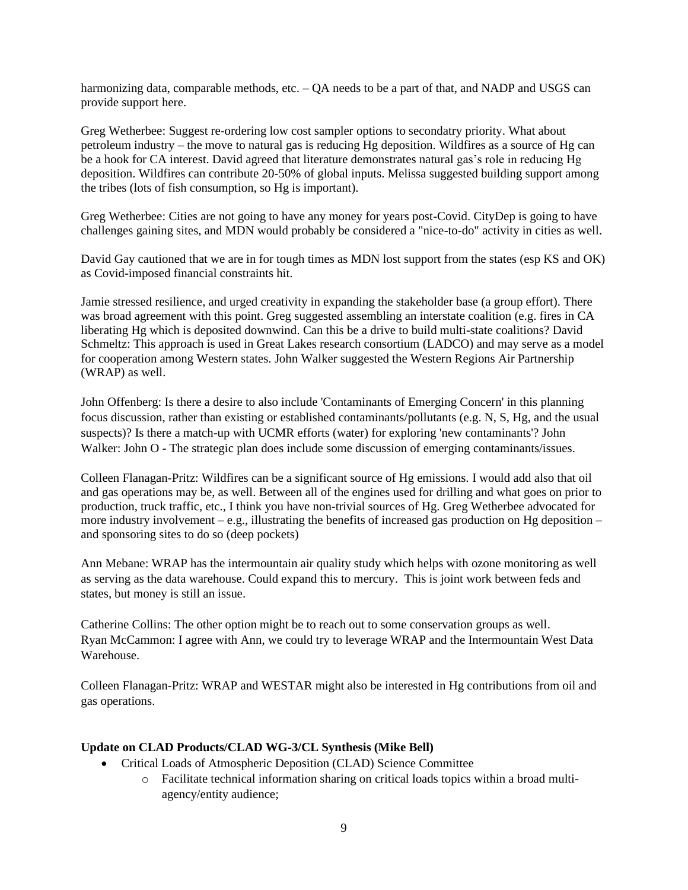harmonizing data, comparable methods, etc. – QA needs to be a part of that, and NADP and USGS can provide support here.

Greg Wetherbee: Suggest re-ordering low cost sampler options to secondatry priority. What about petroleum industry – the move to natural gas is reducing Hg deposition. Wildfires as a source of Hg can be a hook for CA interest. David agreed that literature demonstrates natural gas's role in reducing Hg deposition. Wildfires can contribute 20-50% of global inputs. Melissa suggested building support among the tribes (lots of fish consumption, so Hg is important).

Greg Wetherbee: Cities are not going to have any money for years post-Covid. CityDep is going to have challenges gaining sites, and MDN would probably be considered a "nice-to-do" activity in cities as well.

David Gay cautioned that we are in for tough times as MDN lost support from the states (esp KS and OK) as Covid-imposed financial constraints hit.

Jamie stressed resilience, and urged creativity in expanding the stakeholder base (a group effort). There was broad agreement with this point. Greg suggested assembling an interstate coalition (e.g. fires in CA liberating Hg which is deposited downwind. Can this be a drive to build multi-state coalitions? David Schmeltz: This approach is used in Great Lakes research consortium (LADCO) and may serve as a model for cooperation among Western states. John Walker suggested the Western Regions Air Partnership (WRAP) as well.

John Offenberg: Is there a desire to also include 'Contaminants of Emerging Concern' in this planning focus discussion, rather than existing or established contaminants/pollutants (e.g. N, S, Hg, and the usual suspects)? Is there a match-up with UCMR efforts (water) for exploring 'new contaminants'? John Walker: John O - The strategic plan does include some discussion of emerging contaminants/issues.

Colleen Flanagan-Pritz: Wildfires can be a significant source of Hg emissions. I would add also that oil and gas operations may be, as well. Between all of the engines used for drilling and what goes on prior to production, truck traffic, etc., I think you have non-trivial sources of Hg. Greg Wetherbee advocated for more industry involvement – e.g., illustrating the benefits of increased gas production on Hg deposition – and sponsoring sites to do so (deep pockets)

Ann Mebane: WRAP has the intermountain air quality study which helps with ozone monitoring as well as serving as the data warehouse. Could expand this to mercury. This is joint work between feds and states, but money is still an issue.

Catherine Collins: The other option might be to reach out to some conservation groups as well.
Ryan McCammon: I agree with Ann, we could try to leverage WRAP and the Intermountain West Data Warehouse.

Colleen Flanagan-Pritz: WRAP and WESTAR might also be interested in Hg contributions from oil and gas operations.

**Update on CLAD Products/CLAD WG-3/CL Synthesis (Mike Bell)**

- Critical Loads of Atmospheric Deposition (CLAD) Science Committee
    - Facilitate technical information sharing on critical loads topics within a broad multi-agency/entity audience;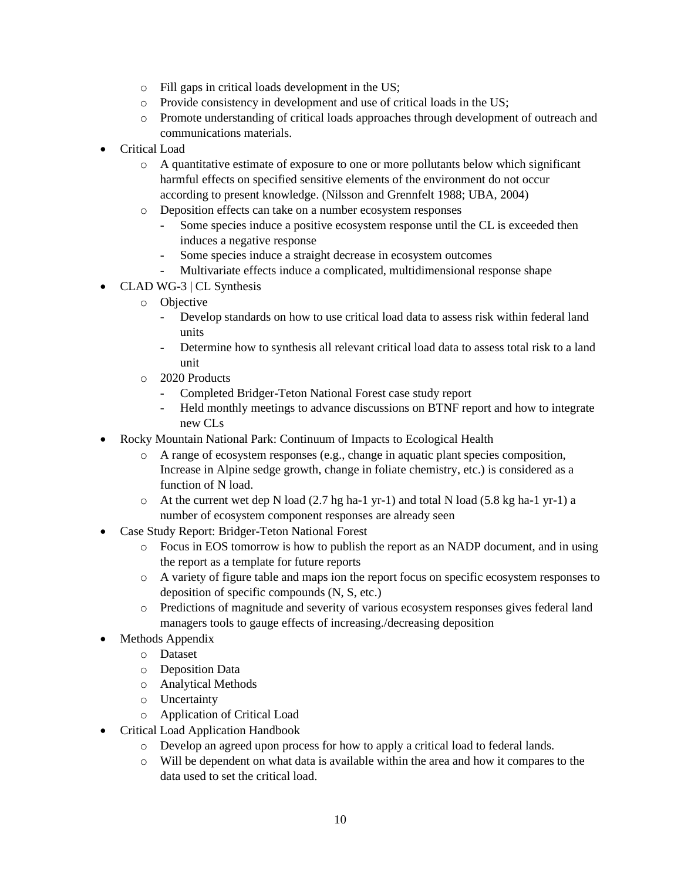- Fill gaps in critical loads development in the US;
    - Provide consistency in development and use of critical loads in the US;
    - Promote understanding of critical loads approaches through development of outreach and communications materials.
- Critical Load
    - A quantitative estimate of exposure to one or more pollutants below which significant harmful effects on specified sensitive elements of the environment do not occur according to present knowledge. (Nilsson and Grennfelt 1988; UBA, 2004)
    - Deposition effects can take on a number ecosystem responses
        - Some species induce a positive ecosystem response until the CL is exceeded then induces a negative response
        - Some species induce a straight decrease in ecosystem outcomes
        - Multivariate effects induce a complicated, multidimensional response shape
- CLAD WG-3 | CL Synthesis
    - Objective
        - Develop standards on how to use critical load data to assess risk within federal land units
        - Determine how to synthesis all relevant critical load data to assess total risk to a land unit
    - 2020 Products
        - Completed Bridger-Teton National Forest case study report
        - Held monthly meetings to advance discussions on BTNF report and how to integrate new CLs
- Rocky Mountain National Park: Continuum of Impacts to Ecological Health
    - A range of ecosystem responses (e.g., change in aquatic plant species composition, Increase in Alpine sedge growth, change in foliate chemistry, etc.) is considered as a function of N load.
    - At the current wet dep N load (2.7 hg ha-1 yr-1) and total N load (5.8 kg ha-1 yr-1) a number of ecosystem component responses are already seen
- Case Study Report: Bridger-Teton National Forest
    - Focus in EOS tomorrow is how to publish the report as an NADP document, and in using the report as a template for future reports
    - A variety of figure table and maps ion the report focus on specific ecosystem responses to deposition of specific compounds (N, S, etc.)
    - Predictions of magnitude and severity of various ecosystem responses gives federal land managers tools to gauge effects of increasing./decreasing deposition
- Methods Appendix
    - Dataset
    - Deposition Data
    - Analytical Methods
    - Uncertainty
    - Application of Critical Load
- Critical Load Application Handbook
    - Develop an agreed upon process for how to apply a critical load to federal lands.
    - Will be dependent on what data is available within the area and how it compares to the data used to set the critical load.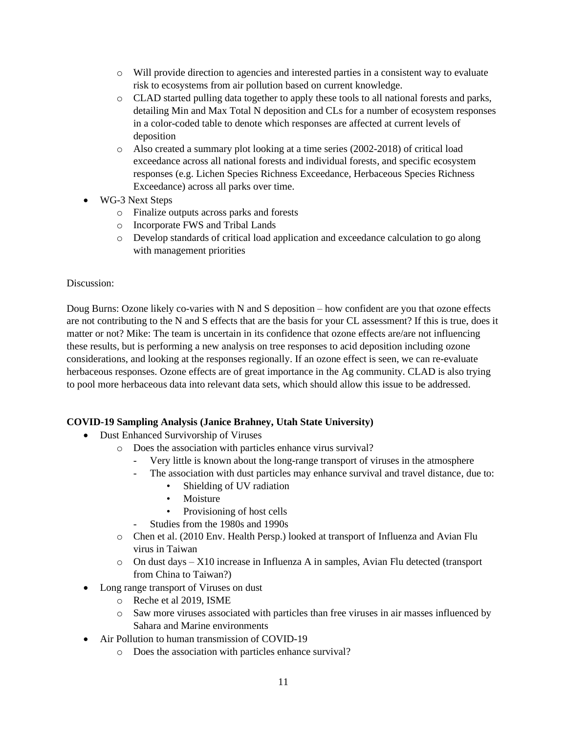- Will provide direction to agencies and interested parties in a consistent way to evaluate risk to ecosystems from air pollution based on current knowledge.
    - CLAD started pulling data together to apply these tools to all national forests and parks, detailing Min and Max Total N deposition and CLs for a number of ecosystem responses in a color-coded table to denote which responses are affected at current levels of deposition
    - Also created a summary plot looking at a time series (2002-2018) of critical load exceedance across all national forests and individual forests, and specific ecosystem responses (e.g. Lichen Species Richness Exceedance, Herbaceous Species Richness Exceedance) across all parks over time.
- WG-3 Next Steps
    - Finalize outputs across parks and forests
    - Incorporate FWS and Tribal Lands
    - Develop standards of critical load application and exceedance calculation to go along with management priorities

Discussion:

Doug Burns: Ozone likely co-varies with N and S deposition – how confident are you that ozone effects are not contributing to the N and S effects that are the basis for your CL assessment? If this is true, does it matter or not? Mike: The team is uncertain in its confidence that ozone effects are/are not influencing these results, but is performing a new analysis on tree responses to acid deposition including ozone considerations, and looking at the responses regionally. If an ozone effect is seen, we can re-evaluate herbaceous responses. Ozone effects are of great importance in the Ag community. CLAD is also trying to pool more herbaceous data into relevant data sets, which should allow this issue to be addressed.

**COVID-19 Sampling Analysis (Janice Brahney, Utah State University)**

- Dust Enhanced Survivorship of Viruses
    - Does the association with particles enhance virus survival?
        - Very little is known about the long-range transport of viruses in the atmosphere
        - The association with dust particles may enhance survival and travel distance, due to:
            - Shielding of UV radiation
            - Moisture
            - Provisioning of host cells
        - Studies from the 1980s and 1990s
    - Chen et al. (2010 Env. Health Persp.) looked at transport of Influenza and Avian Flu virus in Taiwan
    - On dust days – X10 increase in Influenza A in samples, Avian Flu detected (transport from China to Taiwan?)
- Long range transport of Viruses on dust
    - Reche et al 2019, ISME
    - Saw more viruses associated with particles than free viruses in air masses influenced by Sahara and Marine environments
- Air Pollution to human transmission of COVID-19
    - Does the association with particles enhance survival?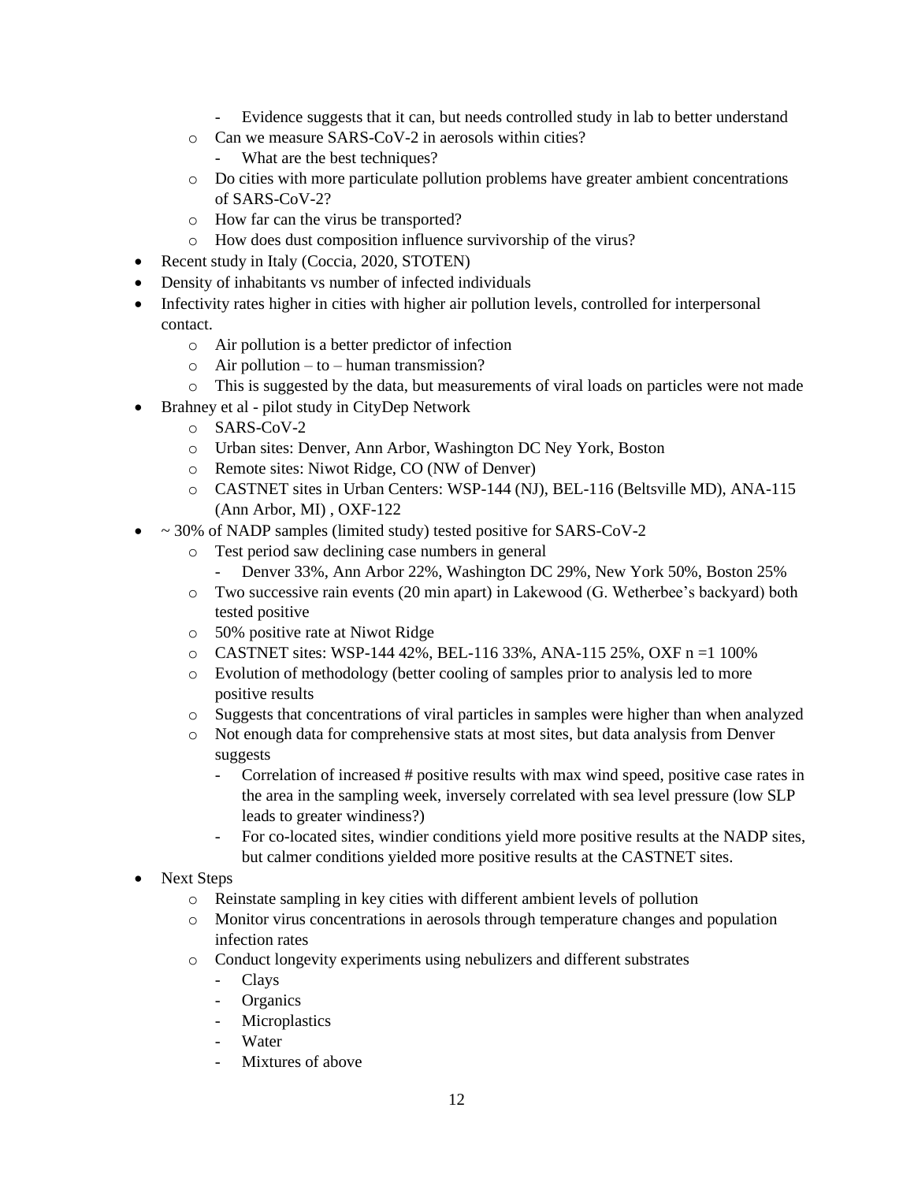- Evidence suggests that it can, but needs controlled study in lab to better understand
  - Can we measure SARS-CoV-2 in aerosols within cities?
    - What are the best techniques?
  - Do cities with more particulate pollution problems have greater ambient concentrations of SARS-CoV-2?
  - How far can the virus be transported?
  - How does dust composition influence survivorship of the virus?
- Recent study in Italy (Coccia, 2020, STOTEN)
- Density of inhabitants vs number of infected individuals
- Infectivity rates higher in cities with higher air pollution levels, controlled for interpersonal contact.
  - Air pollution is a better predictor of infection
  - Air pollution – to – human transmission?
  - This is suggested by the data, but measurements of viral loads on particles were not made
- Brahney et al - pilot study in CityDep Network
  - SARS-CoV-2
  - Urban sites: Denver, Ann Arbor, Washington DC Ney York, Boston
  - Remote sites: Niwot Ridge, CO (NW of Denver)
  - CASTNET sites in Urban Centers: WSP-144 (NJ), BEL-116 (Beltsville MD), ANA-115 (Ann Arbor, MI) , OXF-122
- ~ 30% of NADP samples (limited study) tested positive for SARS-CoV-2
  - Test period saw declining case numbers in general
    - Denver 33%, Ann Arbor 22%, Washington DC 29%, New York 50%, Boston 25%
  - Two successive rain events (20 min apart) in Lakewood (G. Wetherbee's backyard) both tested positive
  - 50% positive rate at Niwot Ridge
  - CASTNET sites: WSP-144 42%, BEL-116 33%, ANA-115 25%, OXF n =1 100%
  - Evolution of methodology (better cooling of samples prior to analysis led to more positive results
  - Suggests that concentrations of viral particles in samples were higher than when analyzed
  - Not enough data for comprehensive stats at most sites, but data analysis from Denver suggests
    - Correlation of increased # positive results with max wind speed, positive case rates in the area in the sampling week, inversely correlated with sea level pressure (low SLP leads to greater windiness?)
    - For co-located sites, windier conditions yield more positive results at the NADP sites, but calmer conditions yielded more positive results at the CASTNET sites.
- Next Steps
  - Reinstate sampling in key cities with different ambient levels of pollution
  - Monitor virus concentrations in aerosols through temperature changes and population infection rates
  - Conduct longevity experiments using nebulizers and different substrates
    - Clays
    - Organics
    - Microplastics
    - Water
    - Mixtures of above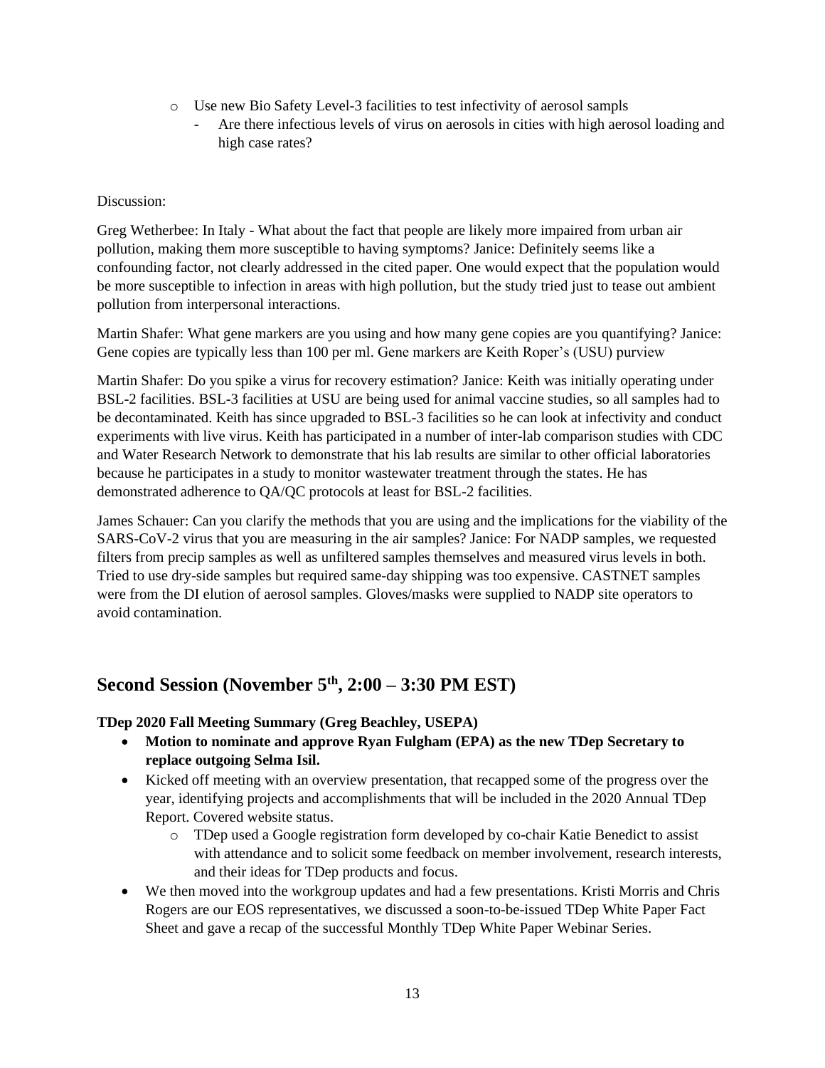- Use new Bio Safety Level-3 facilities to test infectivity of aerosol sampls
  - Are there infectious levels of virus on aerosols in cities with high aerosol loading and high case rates?

Discussion:

Greg Wetherbee: In Italy - What about the fact that people are likely more impaired from urban air pollution, making them more susceptible to having symptoms? Janice: Definitely seems like a confounding factor, not clearly addressed in the cited paper. One would expect that the population would be more susceptible to infection in areas with high pollution, but the study tried just to tease out ambient pollution from interpersonal interactions.

Martin Shafer: What gene markers are you using and how many gene copies are you quantifying? Janice: Gene copies are typically less than 100 per ml. Gene markers are Keith Roper's (USU) purview

Martin Shafer: Do you spike a virus for recovery estimation? Janice: Keith was initially operating under BSL-2 facilities. BSL-3 facilities at USU are being used for animal vaccine studies, so all samples had to be decontaminated. Keith has since upgraded to BSL-3 facilities so he can look at infectivity and conduct experiments with live virus. Keith has participated in a number of inter-lab comparison studies with CDC and Water Research Network to demonstrate that his lab results are similar to other official laboratories because he participates in a study to monitor wastewater treatment through the states. He has demonstrated adherence to QA/QC protocols at least for BSL-2 facilities.

James Schauer: Can you clarify the methods that you are using and the implications for the viability of the SARS-CoV-2 virus that you are measuring in the air samples? Janice: For NADP samples, we requested filters from precip samples as well as unfiltered samples themselves and measured virus levels in both. Tried to use dry-side samples but required same-day shipping was too expensive. CASTNET samples were from the DI elution of aerosol samples. Gloves/masks were supplied to NADP site operators to avoid contamination.

## Second Session (November 5th, 2:00 – 3:30 PM EST)

**TDep 2020 Fall Meeting Summary (Greg Beachley, USEPA)**

- **Motion to nominate and approve Ryan Fulgham (EPA) as the new TDep Secretary to replace outgoing Selma Isil.**
- Kicked off meeting with an overview presentation, that recapped some of the progress over the year, identifying projects and accomplishments that will be included in the 2020 Annual TDep Report. Covered website status.
  - TDep used a Google registration form developed by co-chair Katie Benedict to assist with attendance and to solicit some feedback on member involvement, research interests, and their ideas for TDep products and focus.
- We then moved into the workgroup updates and had a few presentations. Kristi Morris and Chris Rogers are our EOS representatives, we discussed a soon-to-be-issued TDep White Paper Fact Sheet and gave a recap of the successful Monthly TDep White Paper Webinar Series.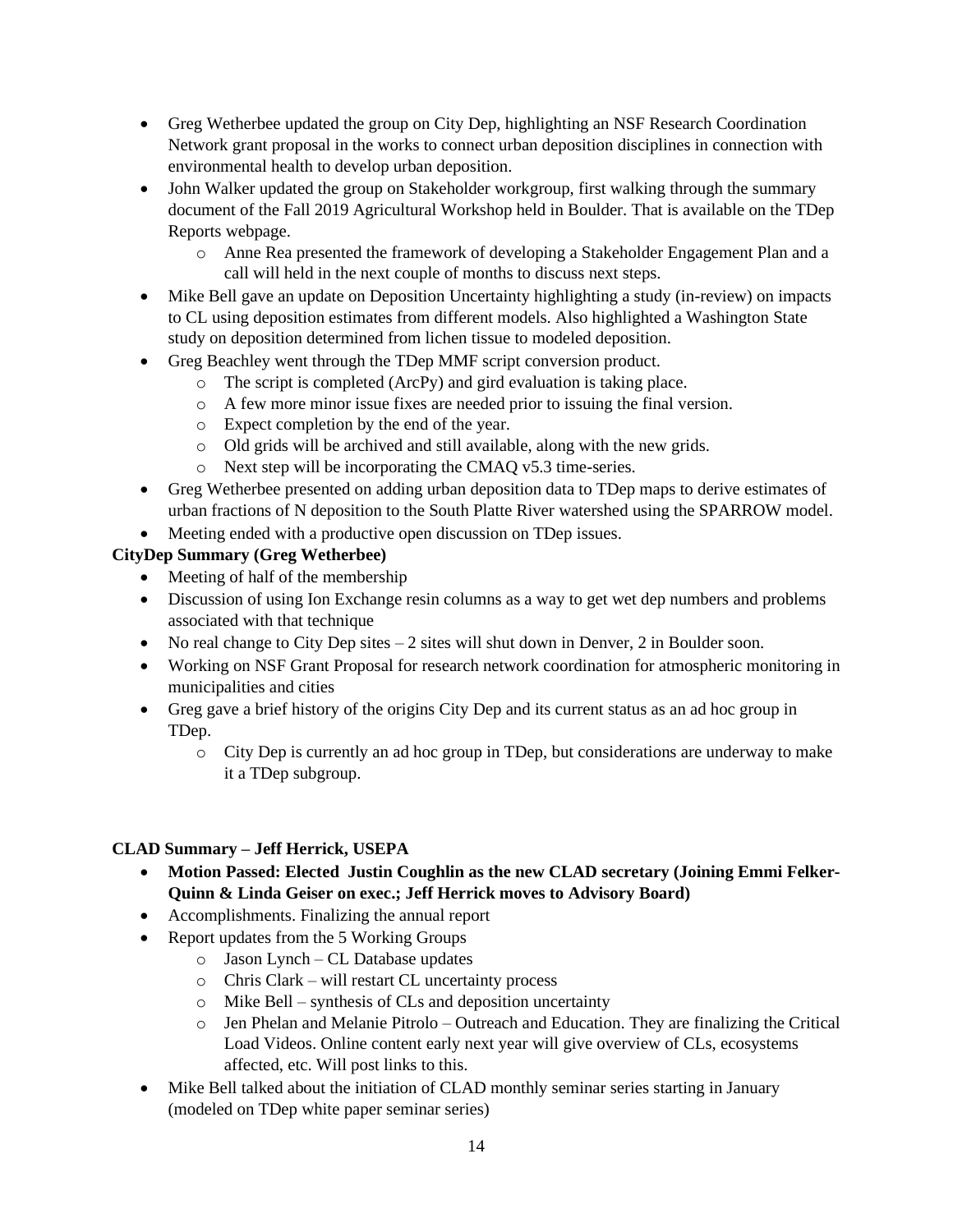- Greg Wetherbee updated the group on City Dep, highlighting an NSF Research Coordination Network grant proposal in the works to connect urban deposition disciplines in connection with environmental health to develop urban deposition.
- John Walker updated the group on Stakeholder workgroup, first walking through the summary document of the Fall 2019 Agricultural Workshop held in Boulder. That is available on the TDep Reports webpage.
  - Anne Rea presented the framework of developing a Stakeholder Engagement Plan and a call will held in the next couple of months to discuss next steps.
- Mike Bell gave an update on Deposition Uncertainty highlighting a study (in-review) on impacts to CL using deposition estimates from different models. Also highlighted a Washington State study on deposition determined from lichen tissue to modeled deposition.
- Greg Beachley went through the TDep MMF script conversion product.
  - The script is completed (ArcPy) and gird evaluation is taking place.
  - A few more minor issue fixes are needed prior to issuing the final version.
  - Expect completion by the end of the year.
  - Old grids will be archived and still available, along with the new grids.
  - Next step will be incorporating the CMAQ v5.3 time-series.
- Greg Wetherbee presented on adding urban deposition data to TDep maps to derive estimates of urban fractions of N deposition to the South Platte River watershed using the SPARROW model.
- Meeting ended with a productive open discussion on TDep issues.

**CityDep Summary (Greg Wetherbee)**

- Meeting of half of the membership
- Discussion of using Ion Exchange resin columns as a way to get wet dep numbers and problems associated with that technique
- No real change to City Dep sites – 2 sites will shut down in Denver, 2 in Boulder soon.
- Working on NSF Grant Proposal for research network coordination for atmospheric monitoring in municipalities and cities
- Greg gave a brief history of the origins City Dep and its current status as an ad hoc group in TDep.
  - City Dep is currently an ad hoc group in TDep, but considerations are underway to make it a TDep subgroup.

**CLAD Summary – Jeff Herrick, USEPA**

- **Motion Passed: Elected Justin Coughlin as the new CLAD secretary (Joining Emmi Felker-Quinn & Linda Geiser on exec.; Jeff Herrick moves to Advisory Board)**
- Accomplishments. Finalizing the annual report
- Report updates from the 5 Working Groups
  - Jason Lynch – CL Database updates
  - Chris Clark – will restart CL uncertainty process
  - Mike Bell – synthesis of CLs and deposition uncertainty
  - Jen Phelan and Melanie Pitrolo – Outreach and Education. They are finalizing the Critical Load Videos. Online content early next year will give overview of CLs, ecosystems affected, etc. Will post links to this.
- Mike Bell talked about the initiation of CLAD monthly seminar series starting in January (modeled on TDep white paper seminar series)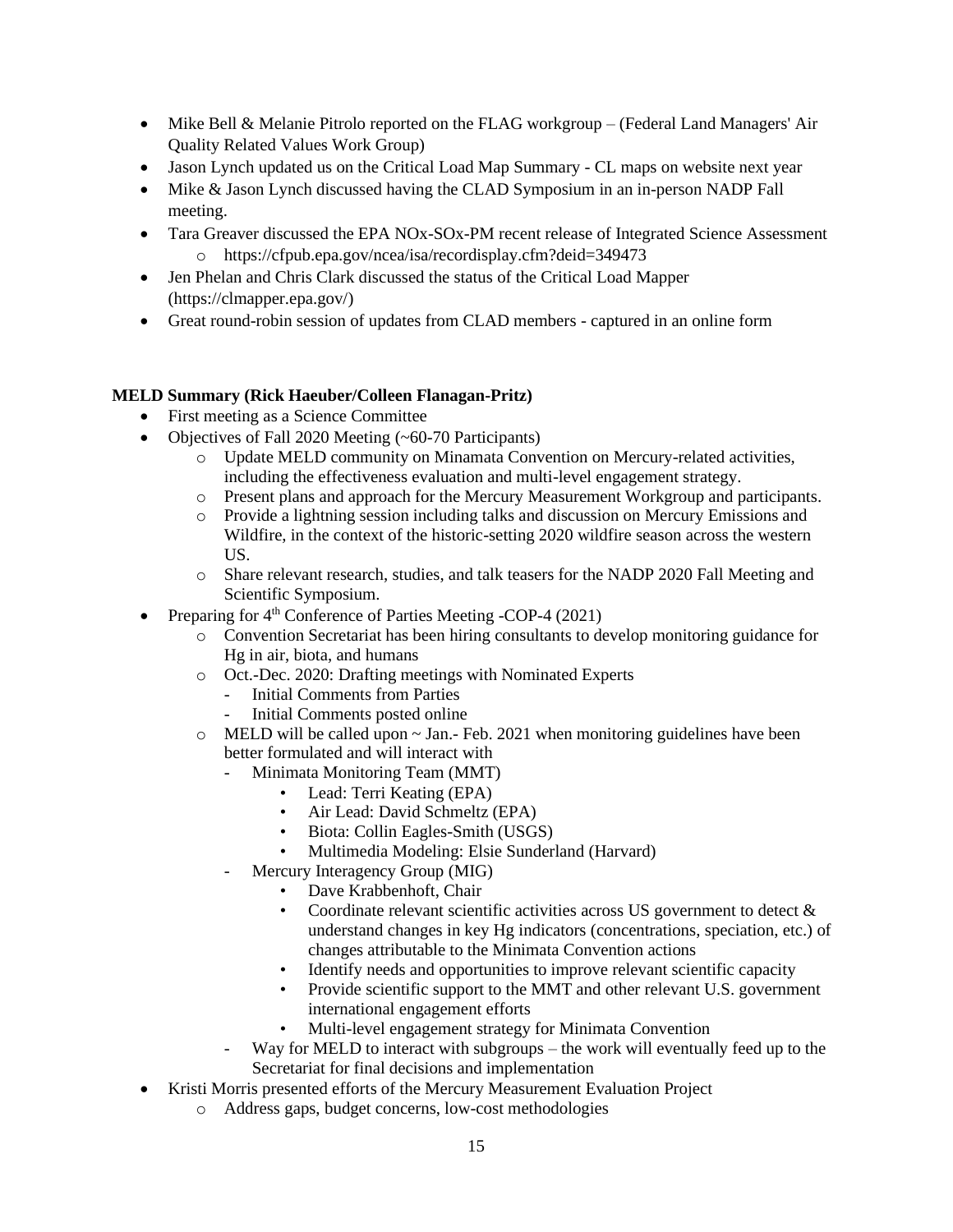- Mike Bell & Melanie Pitrolo reported on the FLAG workgroup – (Federal Land Managers' Air Quality Related Values Work Group)
- Jason Lynch updated us on the Critical Load Map Summary - CL maps on website next year
- Mike & Jason Lynch discussed having the CLAD Symposium in an in-person NADP Fall meeting.
- Tara Greaver discussed the EPA NOx-SOx-PM recent release of Integrated Science Assessment
  - https://cfpub.epa.gov/ncea/isa/recordisplay.cfm?deid=349473
- Jen Phelan and Chris Clark discussed the status of the Critical Load Mapper (https://clmapper.epa.gov/)
- Great round-robin session of updates from CLAD members - captured in an online form

**MELD Summary (Rick Haeuber/Colleen Flanagan-Pritz)**

- First meeting as a Science Committee
- Objectives of Fall 2020 Meeting (~60-70 Participants)
  - Update MELD community on Minamata Convention on Mercury-related activities, including the effectiveness evaluation and multi-level engagement strategy.
  - Present plans and approach for the Mercury Measurement Workgroup and participants.
  - Provide a lightning session including talks and discussion on Mercury Emissions and Wildfire, in the context of the historic-setting 2020 wildfire season across the western US.
  - Share relevant research, studies, and talk teasers for the NADP 2020 Fall Meeting and Scientific Symposium.
- Preparing for 4th Conference of Parties Meeting -COP-4 (2021)
  - Convention Secretariat has been hiring consultants to develop monitoring guidance for Hg in air, biota, and humans
  - Oct.-Dec. 2020: Drafting meetings with Nominated Experts
    - Initial Comments from Parties
    - Initial Comments posted online
  - MELD will be called upon ~ Jan.- Feb. 2021 when monitoring guidelines have been better formulated and will interact with
    - Minimata Monitoring Team (MMT)
      - Lead: Terri Keating (EPA)
      - Air Lead: David Schmeltz (EPA)
      - Biota: Collin Eagles-Smith (USGS)
      - Multimedia Modeling: Elsie Sunderland (Harvard)
    - Mercury Interagency Group (MIG)
      - Dave Krabbenhoft, Chair
      - Coordinate relevant scientific activities across US government to detect & understand changes in key Hg indicators (concentrations, speciation, etc.) of changes attributable to the Minimata Convention actions
      - Identify needs and opportunities to improve relevant scientific capacity
      - Provide scientific support to the MMT and other relevant U.S. government international engagement efforts
      - Multi-level engagement strategy for Minimata Convention
    - Way for MELD to interact with subgroups – the work will eventually feed up to the Secretariat for final decisions and implementation
- Kristi Morris presented efforts of the Mercury Measurement Evaluation Project
  - Address gaps, budget concerns, low-cost methodologies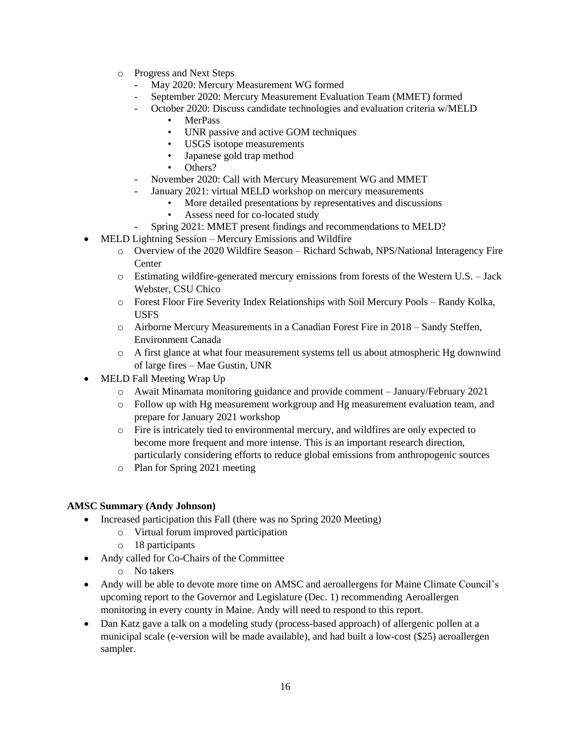- Progress and Next Steps
        - May 2020: Mercury Measurement WG formed
        - September 2020: Mercury Measurement Evaluation Team (MMET) formed
        - October 2020: Discuss candidate technologies and evaluation criteria w/MELD
            - MerPass
            - UNR passive and active GOM techniques
            - USGS isotope measurements
            - Japanese gold trap method
            - Others?
        - November 2020: Call with Mercury Measurement WG and MMET
        - January 2021: virtual MELD workshop on mercury measurements
            - More detailed presentations by representatives and discussions
            - Assess need for co-located study
        - Spring 2021: MMET present findings and recommendations to MELD?
- MELD Lightning Session – Mercury Emissions and Wildfire
    - Overview of the 2020 Wildfire Season – Richard Schwab, NPS/National Interagency Fire Center
    - Estimating wildfire-generated mercury emissions from forests of the Western U.S. – Jack Webster, CSU Chico
    - Forest Floor Fire Severity Index Relationships with Soil Mercury Pools – Randy Kolka, USFS
    - Airborne Mercury Measurements in a Canadian Forest Fire in 2018 – Sandy Steffen, Environment Canada
    - A first glance at what four measurement systems tell us about atmospheric Hg downwind of large fires – Mae Gustin, UNR
- MELD Fall Meeting Wrap Up
    - Await Minamata monitoring guidance and provide comment – January/February 2021
    - Follow up with Hg measurement workgroup and Hg measurement evaluation team, and prepare for January 2021 workshop
    - Fire is intricately tied to environmental mercury, and wildfires are only expected to become more frequent and more intense. This is an important research direction, particularly considering efforts to reduce global emissions from anthropogenic sources
    - Plan for Spring 2021 meeting

**AMSC Summary (Andy Johnson)**

- Increased participation this Fall (there was no Spring 2020 Meeting)
    - Virtual forum improved participation
    - 18 participants
- Andy called for Co-Chairs of the Committee
    - No takers
- Andy will be able to devote more time on AMSC and aeroallergens for Maine Climate Council's upcoming report to the Governor and Legislature (Dec. 1) recommending Aeroallergen monitoring in every county in Maine. Andy will need to respond to this report.
- Dan Katz gave a talk on a modeling study (process-based approach) of allergenic pollen at a municipal scale (e-version will be made available), and had built a low-cost ($25) aeroallergen sampler.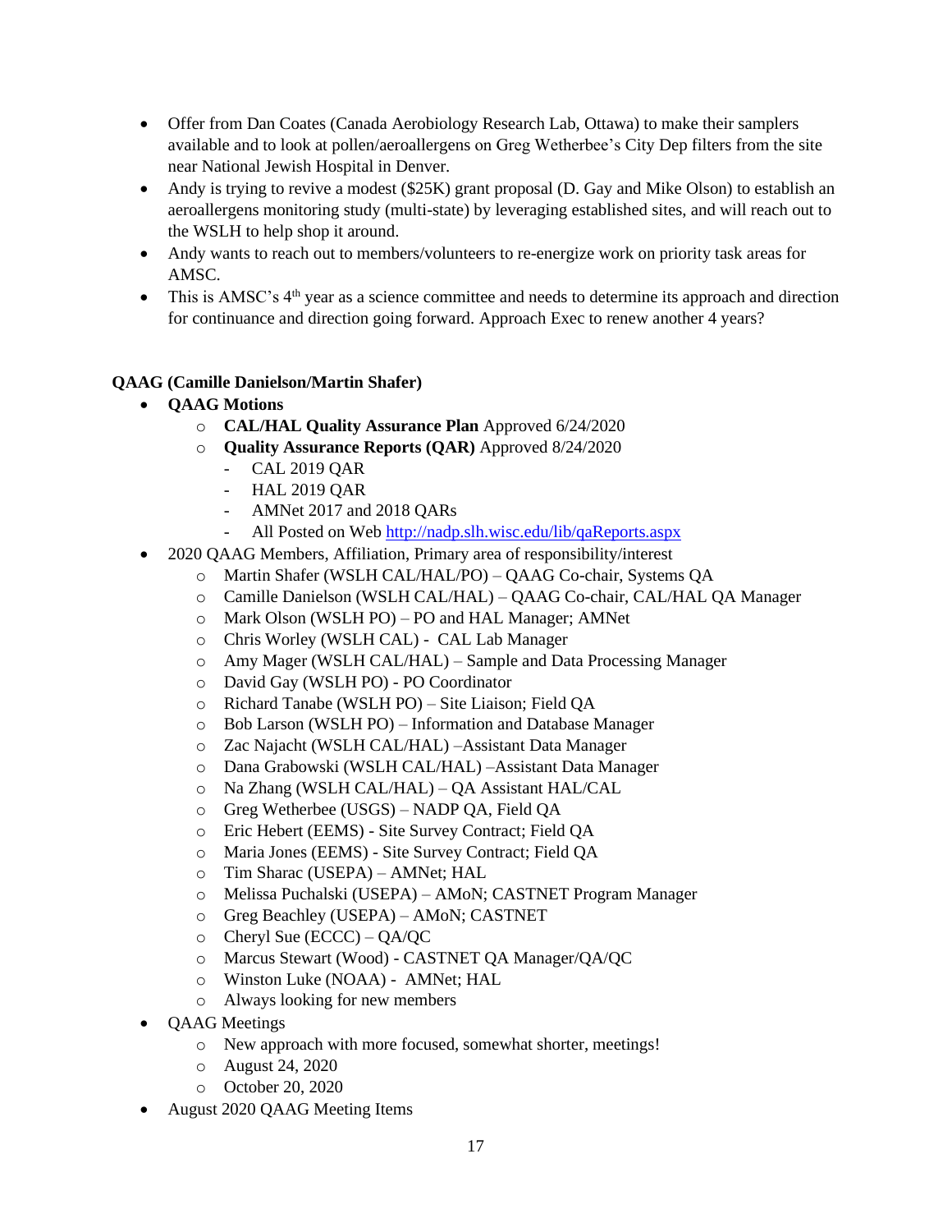- Offer from Dan Coates (Canada Aerobiology Research Lab, Ottawa) to make their samplers available and to look at pollen/aeroallergens on Greg Wetherbee's City Dep filters from the site near National Jewish Hospital in Denver.
- Andy is trying to revive a modest ($25K) grant proposal (D. Gay and Mike Olson) to establish an aeroallergens monitoring study (multi-state) by leveraging established sites, and will reach out to the WSLH to help shop it around.
- Andy wants to reach out to members/volunteers to re-energize work on priority task areas for AMSC.
- This is AMSC's 4th year as a science committee and needs to determine its approach and direction for continuance and direction going forward. Approach Exec to renew another 4 years?

**QAAG (Camille Danielson/Martin Shafer)**

- **QAAG Motions**
  - **CAL/HAL Quality Assurance Plan** Approved 6/24/2020
  - **Quality Assurance Reports (QAR)** Approved 8/24/2020
    - CAL 2019 QAR
    - HAL 2019 QAR
    - AMNet 2017 and 2018 QARs
    - All Posted on Web http://nadp.slh.wisc.edu/lib/qaReports.aspx
- 2020 QAAG Members, Affiliation, Primary area of responsibility/interest
  - Martin Shafer (WSLH CAL/HAL/PO) – QAAG Co-chair, Systems QA
  - Camille Danielson (WSLH CAL/HAL) – QAAG Co-chair, CAL/HAL QA Manager
  - Mark Olson (WSLH PO) – PO and HAL Manager; AMNet
  - Chris Worley (WSLH CAL) - CAL Lab Manager
  - Amy Mager (WSLH CAL/HAL) – Sample and Data Processing Manager
  - David Gay (WSLH PO) - PO Coordinator
  - Richard Tanabe (WSLH PO) – Site Liaison; Field QA
  - Bob Larson (WSLH PO) – Information and Database Manager
  - Zac Najacht (WSLH CAL/HAL) –Assistant Data Manager
  - Dana Grabowski (WSLH CAL/HAL) –Assistant Data Manager
  - Na Zhang (WSLH CAL/HAL) – QA Assistant HAL/CAL
  - Greg Wetherbee (USGS) – NADP QA, Field QA
  - Eric Hebert (EEMS) - Site Survey Contract; Field QA
  - Maria Jones (EEMS) - Site Survey Contract; Field QA
  - Tim Sharac (USEPA) – AMNet; HAL
  - Melissa Puchalski (USEPA) – AMoN; CASTNET Program Manager
  - Greg Beachley (USEPA) – AMoN; CASTNET
  - Cheryl Sue (ECCC) – QA/QC
  - Marcus Stewart (Wood) - CASTNET QA Manager/QA/QC
  - Winston Luke (NOAA) - AMNet; HAL
  - Always looking for new members
- QAAG Meetings
  - New approach with more focused, somewhat shorter, meetings!
  - August 24, 2020
  - October 20, 2020
- August 2020 QAAG Meeting Items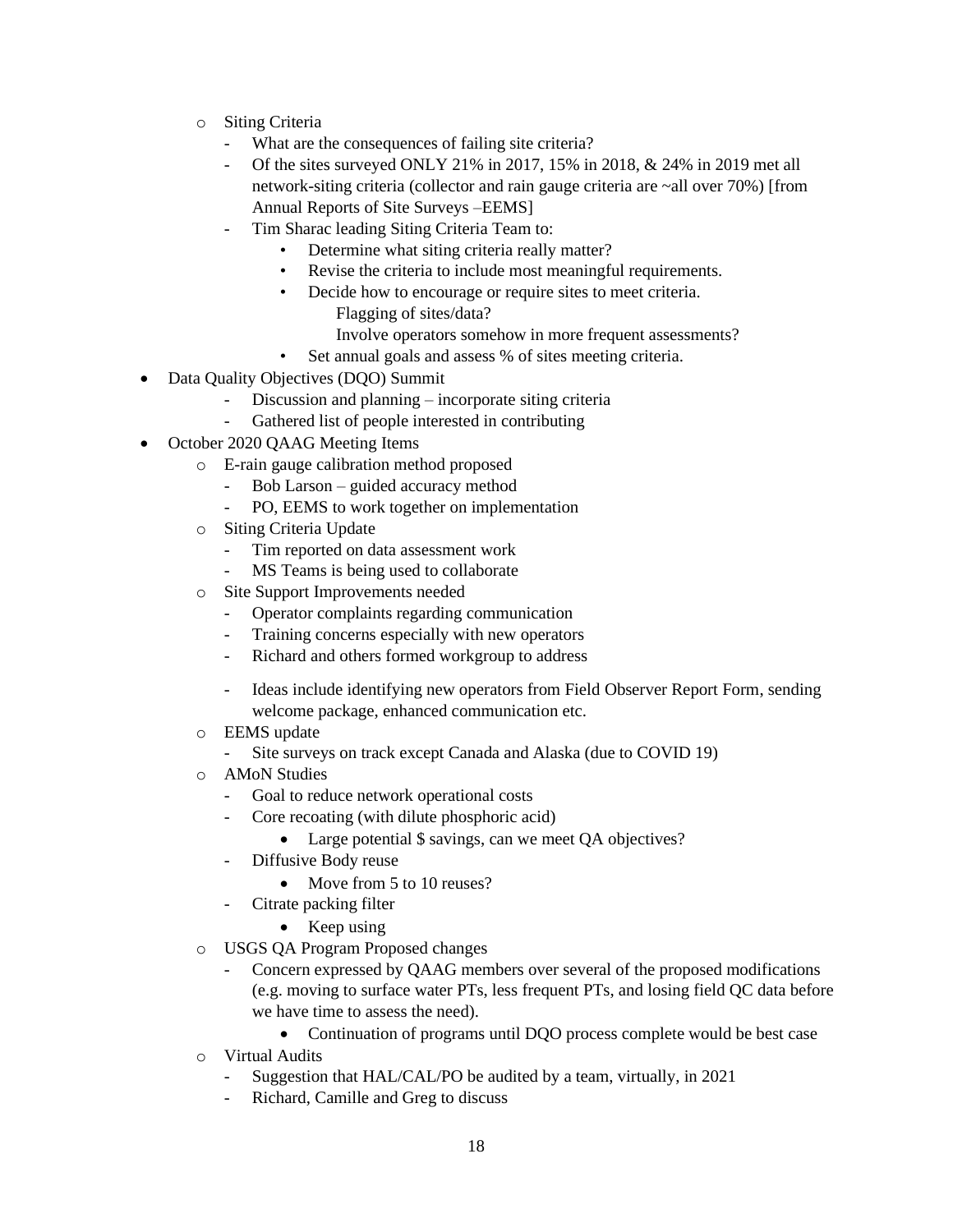- Siting Criteria
  - What are the consequences of failing site criteria?
  - Of the sites surveyed ONLY 21% in 2017, 15% in 2018, & 24% in 2019 met all network-siting criteria (collector and rain gauge criteria are ~all over 70%) [from Annual Reports of Site Surveys –EEMS]
  - Tim Sharac leading Siting Criteria Team to:
    - Determine what siting criteria really matter?
    - Revise the criteria to include most meaningful requirements.
    - Decide how to encourage or require sites to meet criteria.
      - Flagging of sites/data?
      - Involve operators somehow in more frequent assessments?
    - Set annual goals and assess % of sites meeting criteria.

- Data Quality Objectives (DQO) Summit
  - Discussion and planning – incorporate siting criteria
  - Gathered list of people interested in contributing
- October 2020 QAAG Meeting Items
  - E-rain gauge calibration method proposed
    - Bob Larson – guided accuracy method
    - PO, EEMS to work together on implementation
  - Siting Criteria Update
    - Tim reported on data assessment work
    - MS Teams is being used to collaborate
  - Site Support Improvements needed
    - Operator complaints regarding communication
    - Training concerns especially with new operators
    - Richard and others formed workgroup to address
    - Ideas include identifying new operators from Field Observer Report Form, sending welcome package, enhanced communication etc.
  - EEMS update
    - Site surveys on track except Canada and Alaska (due to COVID 19)
  - AMoN Studies
    - Goal to reduce network operational costs
    - Core recoating (with dilute phosphoric acid)
      - Large potential $ savings, can we meet QA objectives?
    - Diffusive Body reuse
      - Move from 5 to 10 reuses?
    - Citrate packing filter
      - Keep using
  - USGS QA Program Proposed changes
    - Concern expressed by QAAG members over several of the proposed modifications (e.g. moving to surface water PTs, less frequent PTs, and losing field QC data before we have time to assess the need).
      - Continuation of programs until DQO process complete would be best case
  - Virtual Audits
    - Suggestion that HAL/CAL/PO be audited by a team, virtually, in 2021
    - Richard, Camille and Greg to discuss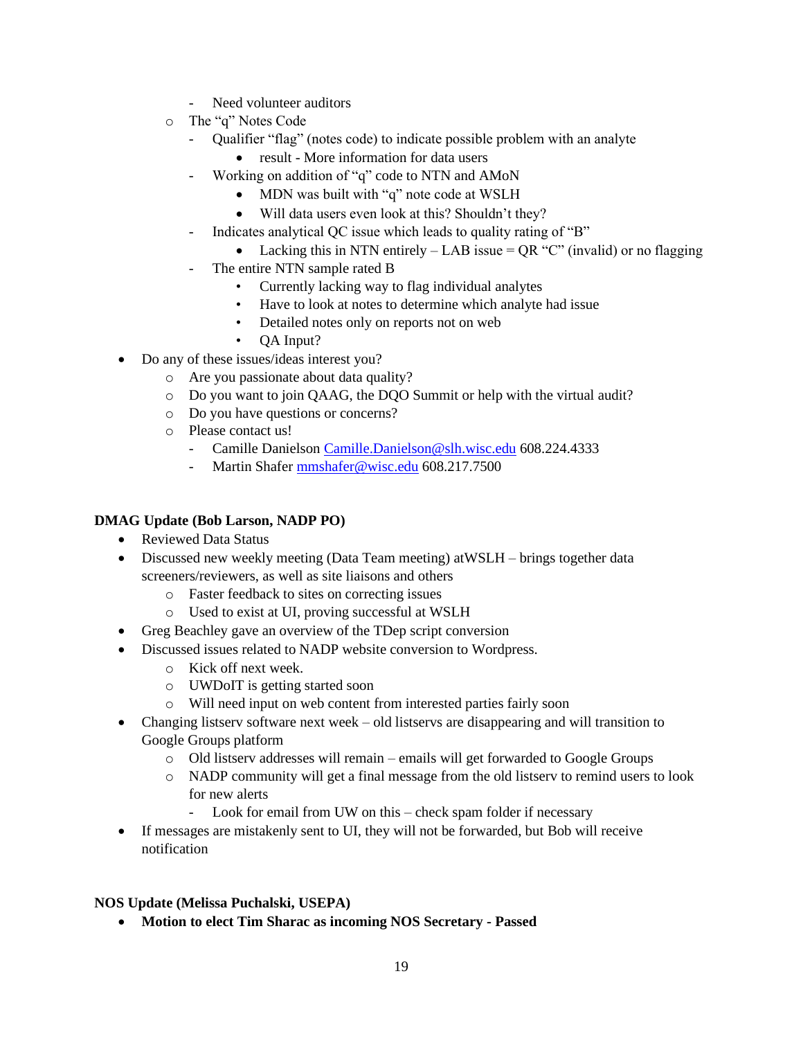- Need volunteer auditors
    - The "q" Notes Code
      - Qualifier "flag" (notes code) to indicate possible problem with an analyte
        - result - More information for data users
      - Working on addition of "q" code to NTN and AMoN
        - MDN was built with "q" note code at WSLH
        - Will data users even look at this? Shouldn't they?
      - Indicates analytical QC issue which leads to quality rating of "B"
        - Lacking this in NTN entirely – LAB issue = QR "C" (invalid) or no flagging
      - The entire NTN sample rated B
        - Currently lacking way to flag individual analytes
        - Have to look at notes to determine which analyte had issue
        - Detailed notes only on reports not on web
        - QA Input?
- Do any of these issues/ideas interest you?
  - Are you passionate about data quality?
  - Do you want to join QAAG, the DQO Summit or help with the virtual audit?
  - Do you have questions or concerns?
  - Please contact us!
    - Camille Danielson Camille.Danielson@slh.wisc.edu 608.224.4333
    - Martin Shafer mmshafer@wisc.edu 608.217.7500

**DMAG Update (Bob Larson, NADP PO)**

- Reviewed Data Status
- Discussed new weekly meeting (Data Team meeting) atWSLH – brings together data screeners/reviewers, as well as site liaisons and others
  - Faster feedback to sites on correcting issues
  - Used to exist at UI, proving successful at WSLH
- Greg Beachley gave an overview of the TDep script conversion
- Discussed issues related to NADP website conversion to Wordpress.
  - Kick off next week.
  - UWDoIT is getting started soon
  - Will need input on web content from interested parties fairly soon
- Changing listserv software next week – old listservs are disappearing and will transition to Google Groups platform
  - Old listserv addresses will remain – emails will get forwarded to Google Groups
  - NADP community will get a final message from the old listserv to remind users to look for new alerts
    - Look for email from UW on this – check spam folder if necessary
- If messages are mistakenly sent to UI, they will not be forwarded, but Bob will receive notification

**NOS Update (Melissa Puchalski, USEPA)**

- **Motion to elect Tim Sharac as incoming NOS Secretary - Passed**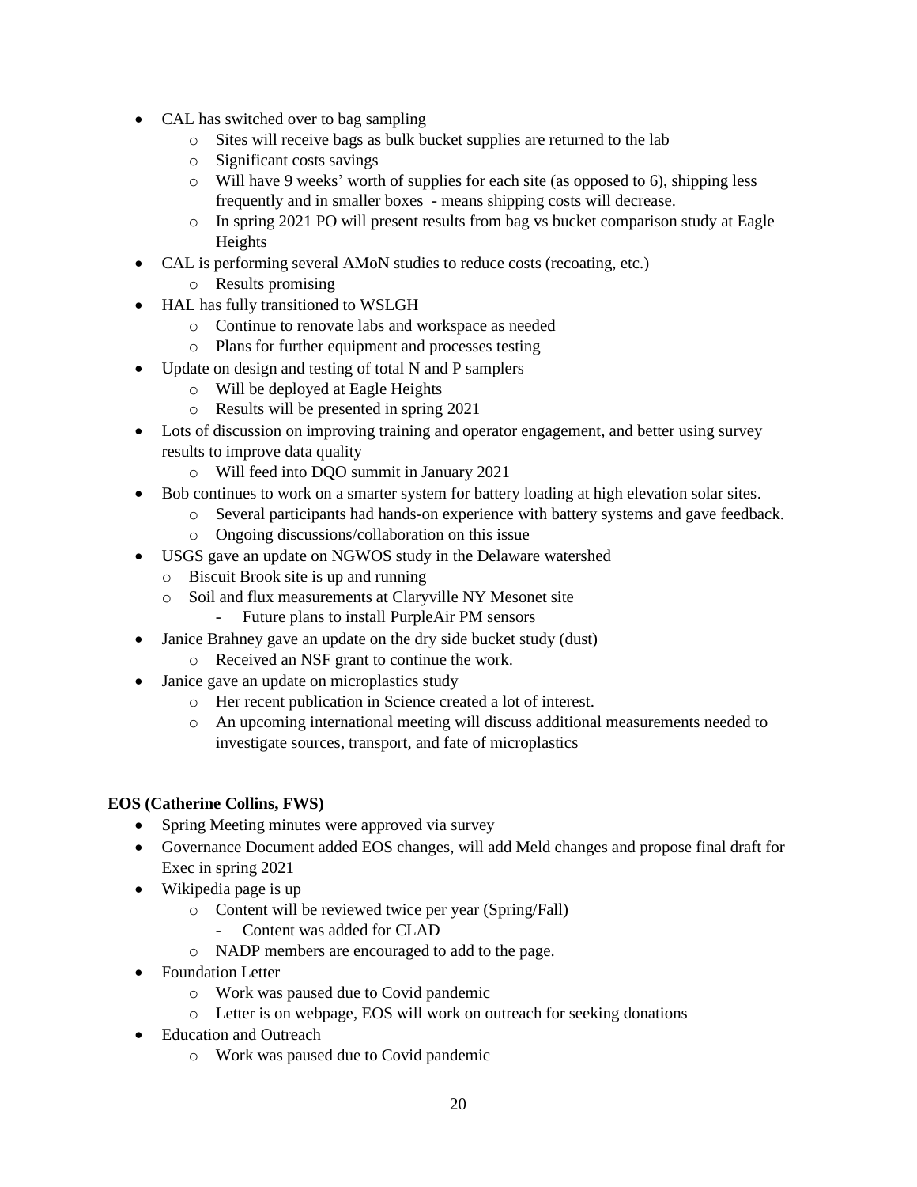- CAL has switched over to bag sampling
    - Sites will receive bags as bulk bucket supplies are returned to the lab
    - Significant costs savings
    - Will have 9 weeks' worth of supplies for each site (as opposed to 6), shipping less frequently and in smaller boxes - means shipping costs will decrease.
    - In spring 2021 PO will present results from bag vs bucket comparison study at Eagle Heights
- CAL is performing several AMoN studies to reduce costs (recoating, etc.)
    - Results promising
- HAL has fully transitioned to WSLGH
    - Continue to renovate labs and workspace as needed
    - Plans for further equipment and processes testing
- Update on design and testing of total N and P samplers
    - Will be deployed at Eagle Heights
    - Results will be presented in spring 2021
- Lots of discussion on improving training and operator engagement, and better using survey results to improve data quality
    - Will feed into DQO summit in January 2021
- Bob continues to work on a smarter system for battery loading at high elevation solar sites.
    - Several participants had hands-on experience with battery systems and gave feedback.
    - Ongoing discussions/collaboration on this issue
- USGS gave an update on NGWOS study in the Delaware watershed
    - Biscuit Brook site is up and running
    - Soil and flux measurements at Claryville NY Mesonet site
        - Future plans to install PurpleAir PM sensors
- Janice Brahney gave an update on the dry side bucket study (dust)
    - Received an NSF grant to continue the work.
- Janice gave an update on microplastics study
    - Her recent publication in Science created a lot of interest.
    - An upcoming international meeting will discuss additional measurements needed to investigate sources, transport, and fate of microplastics

**EOS (Catherine Collins, FWS)**

- Spring Meeting minutes were approved via survey
- Governance Document added EOS changes, will add Meld changes and propose final draft for Exec in spring 2021
- Wikipedia page is up
    - Content will be reviewed twice per year (Spring/Fall)
        - Content was added for CLAD
    - NADP members are encouraged to add to the page.
- Foundation Letter
    - Work was paused due to Covid pandemic
    - Letter is on webpage, EOS will work on outreach for seeking donations
- Education and Outreach
    - Work was paused due to Covid pandemic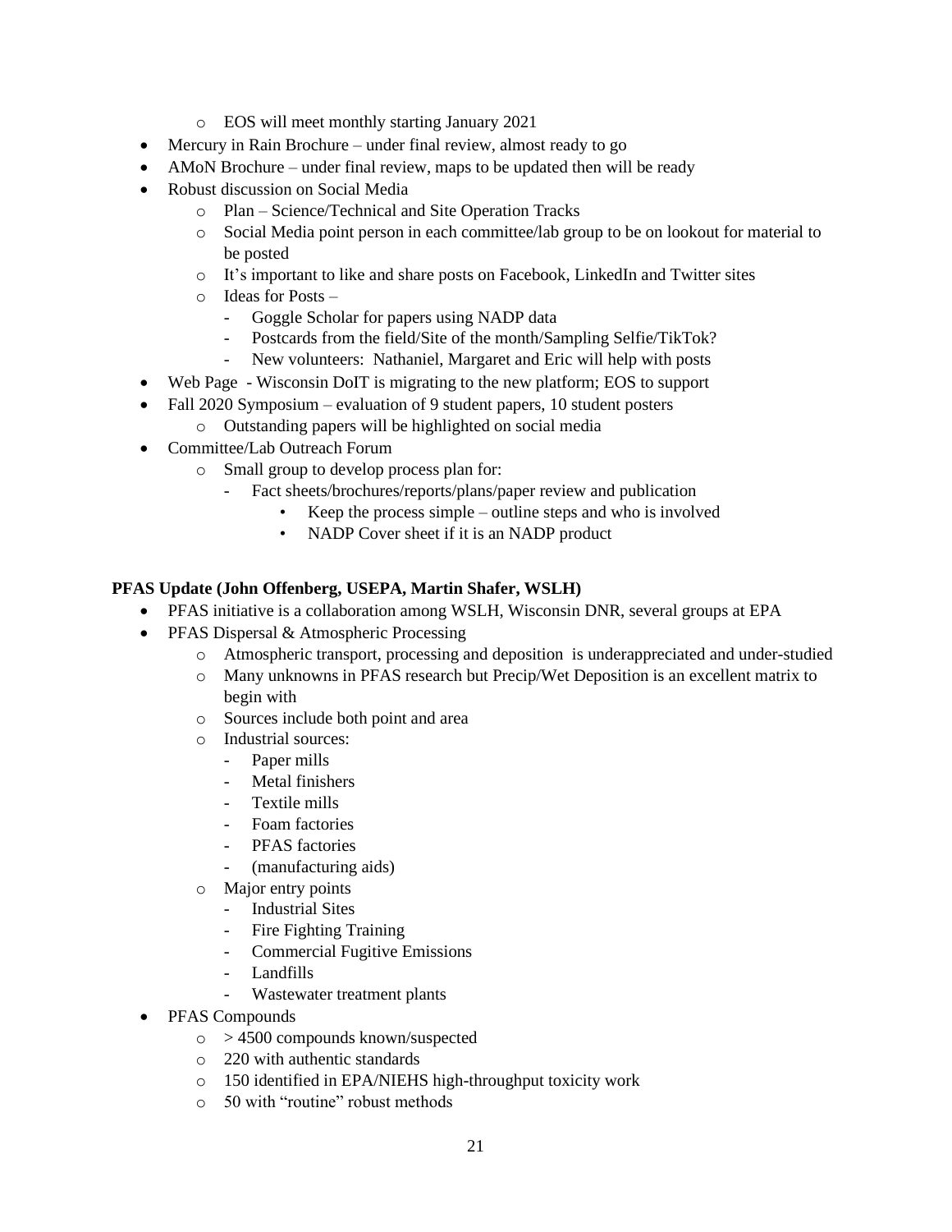- EOS will meet monthly starting January 2021
- Mercury in Rain Brochure – under final review, almost ready to go
- AMoN Brochure – under final review, maps to be updated then will be ready
- Robust discussion on Social Media
  - Plan – Science/Technical and Site Operation Tracks
  - Social Media point person in each committee/lab group to be on lookout for material to be posted
  - It's important to like and share posts on Facebook, LinkedIn and Twitter sites
  - Ideas for Posts –
    - Goggle Scholar for papers using NADP data
    - Postcards from the field/Site of the month/Sampling Selfie/TikTok?
    - New volunteers: Nathaniel, Margaret and Eric will help with posts
- Web Page - Wisconsin DoIT is migrating to the new platform; EOS to support
- Fall 2020 Symposium – evaluation of 9 student papers, 10 student posters
  - Outstanding papers will be highlighted on social media
- Committee/Lab Outreach Forum
  - Small group to develop process plan for:
    - Fact sheets/brochures/reports/plans/paper review and publication
      - Keep the process simple – outline steps and who is involved
      - NADP Cover sheet if it is an NADP product

**PFAS Update (John Offenberg, USEPA, Martin Shafer, WSLH)**

- PFAS initiative is a collaboration among WSLH, Wisconsin DNR, several groups at EPA
- PFAS Dispersal & Atmospheric Processing
  - Atmospheric transport, processing and deposition is underappreciated and under-studied
  - Many unknowns in PFAS research but Precip/Wet Deposition is an excellent matrix to begin with
  - Sources include both point and area
  - Industrial sources:
    - Paper mills
    - Metal finishers
    - Textile mills
    - Foam factories
    - PFAS factories
    - (manufacturing aids)
  - Major entry points
    - Industrial Sites
    - Fire Fighting Training
    - Commercial Fugitive Emissions
    - Landfills
    - Wastewater treatment plants
- PFAS Compounds
  - > 4500 compounds known/suspected
  - 220 with authentic standards
  - 150 identified in EPA/NIEHS high-throughput toxicity work
  - 50 with "routine" robust methods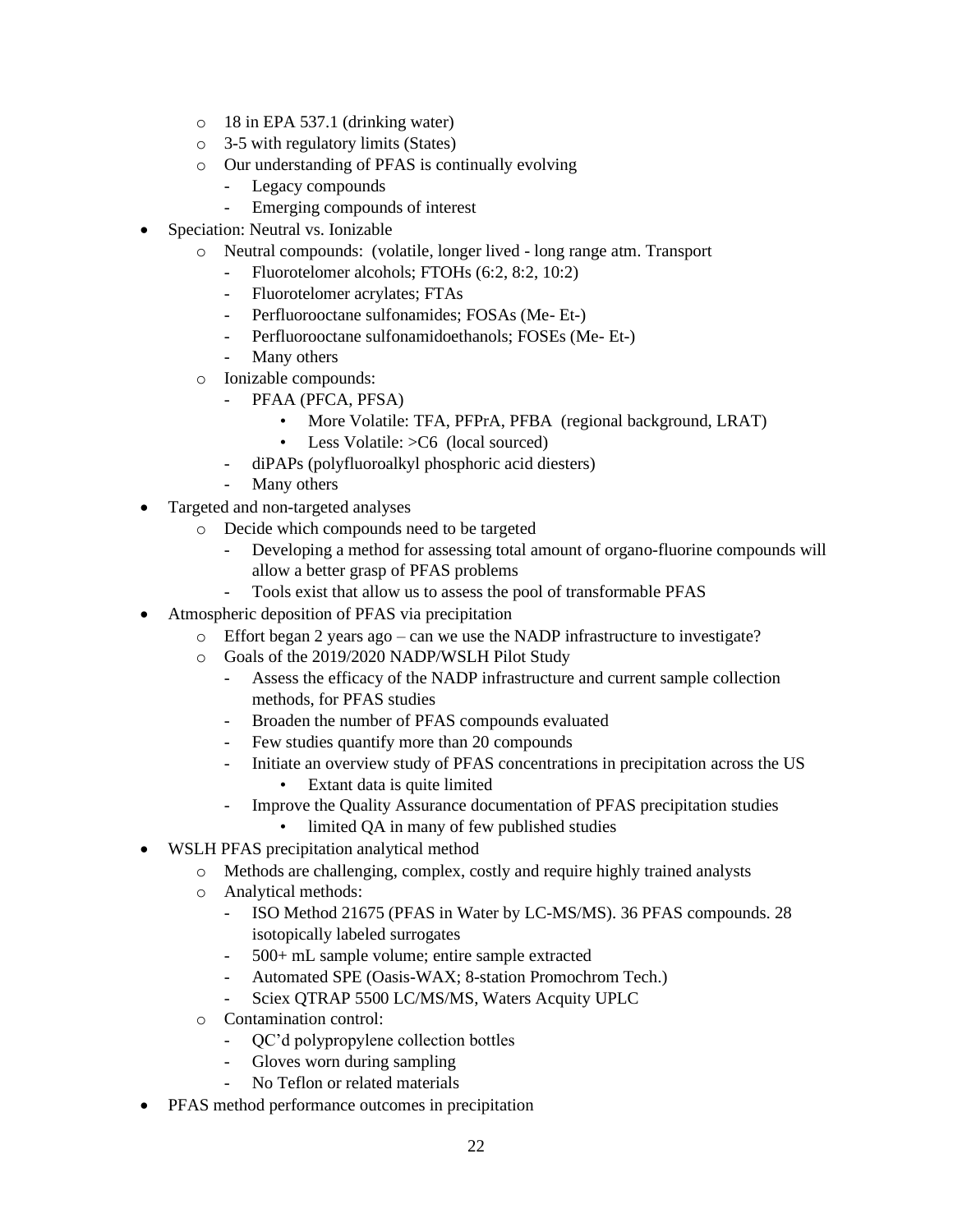- 18 in EPA 537.1 (drinking water)
  - 3-5 with regulatory limits (States)
  - Our understanding of PFAS is continually evolving
    - Legacy compounds
    - Emerging compounds of interest
- Speciation: Neutral vs. Ionizable
  - Neutral compounds: (volatile, longer lived - long range atm. Transport
    - Fluorotelomer alcohols; FTOHs (6:2, 8:2, 10:2)
    - Fluorotelomer acrylates; FTAs
    - Perfluorooctane sulfonamides; FOSAs (Me- Et-)
    - Perfluorooctane sulfonamidoethanols; FOSEs (Me- Et-)
    - Many others
  - Ionizable compounds:
    - PFAA (PFCA, PFSA)
      - More Volatile: TFA, PFPrA, PFBA (regional background, LRAT)
      - Less Volatile: >C6 (local sourced)
    - diPAPs (polyfluoroalkyl phosphoric acid diesters)
    - Many others
- Targeted and non-targeted analyses
  - Decide which compounds need to be targeted
    - Developing a method for assessing total amount of organo-fluorine compounds will allow a better grasp of PFAS problems
    - Tools exist that allow us to assess the pool of transformable PFAS
- Atmospheric deposition of PFAS via precipitation
  - Effort began 2 years ago – can we use the NADP infrastructure to investigate?
  - Goals of the 2019/2020 NADP/WSLH Pilot Study
    - Assess the efficacy of the NADP infrastructure and current sample collection methods, for PFAS studies
    - Broaden the number of PFAS compounds evaluated
    - Few studies quantify more than 20 compounds
    - Initiate an overview study of PFAS concentrations in precipitation across the US
      - Extant data is quite limited
    - Improve the Quality Assurance documentation of PFAS precipitation studies
      - limited QA in many of few published studies
- WSLH PFAS precipitation analytical method
  - Methods are challenging, complex, costly and require highly trained analysts
  - Analytical methods:
    - ISO Method 21675 (PFAS in Water by LC-MS/MS). 36 PFAS compounds. 28 isotopically labeled surrogates
    - 500+ mL sample volume; entire sample extracted
    - Automated SPE (Oasis-WAX; 8-station Promochrom Tech.)
    - Sciex QTRAP 5500 LC/MS/MS, Waters Acquity UPLC
  - Contamination control:
    - QC'd polypropylene collection bottles
    - Gloves worn during sampling
    - No Teflon or related materials
- PFAS method performance outcomes in precipitation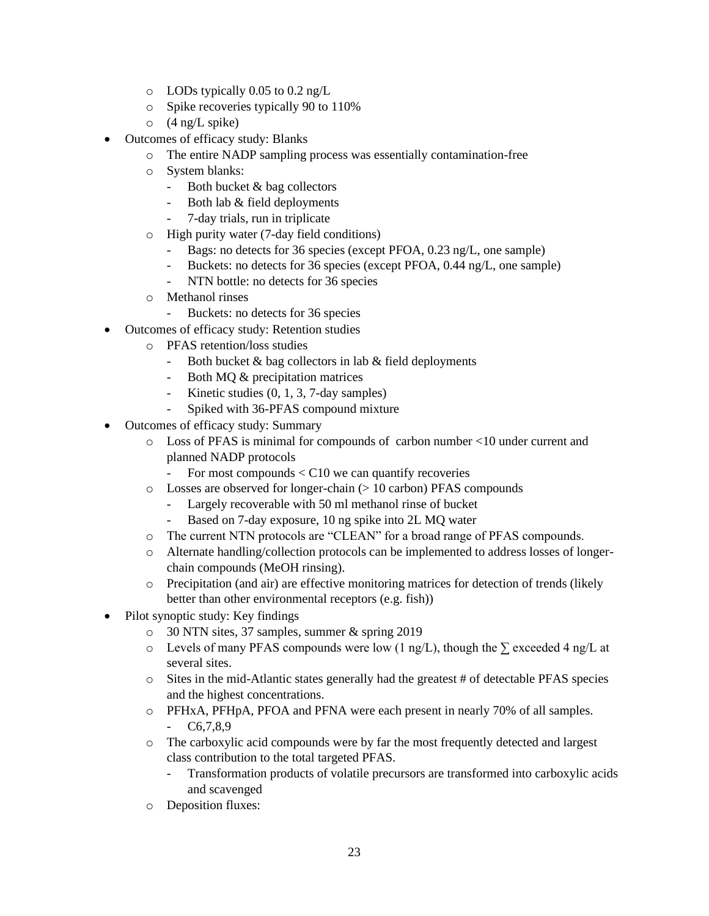- LODs typically 0.05 to 0.2 ng/L
  - Spike recoveries typically 90 to 110%
  - (4 ng/L spike)
- Outcomes of efficacy study: Blanks
  - The entire NADP sampling process was essentially contamination-free
  - System blanks:
    - Both bucket & bag collectors
    - Both lab & field deployments
    - 7-day trials, run in triplicate
  - High purity water (7-day field conditions)
    - Bags: no detects for 36 species (except PFOA, 0.23 ng/L, one sample)
    - Buckets: no detects for 36 species (except PFOA, 0.44 ng/L, one sample)
    - NTN bottle: no detects for 36 species
  - Methanol rinses
    - Buckets: no detects for 36 species
- Outcomes of efficacy study: Retention studies
  - PFAS retention/loss studies
    - Both bucket & bag collectors in lab & field deployments
    - Both MQ & precipitation matrices
    - Kinetic studies (0, 1, 3, 7-day samples)
    - Spiked with 36-PFAS compound mixture
- Outcomes of efficacy study: Summary
  - Loss of PFAS is minimal for compounds of carbon number <10 under current and planned NADP protocols
    - For most compounds < C10 we can quantify recoveries
  - Losses are observed for longer-chain (> 10 carbon) PFAS compounds
    - Largely recoverable with 50 ml methanol rinse of bucket
    - Based on 7-day exposure, 10 ng spike into 2L MQ water
  - The current NTN protocols are "CLEAN" for a broad range of PFAS compounds.
  - Alternate handling/collection protocols can be implemented to address losses of longer-chain compounds (MeOH rinsing).
  - Precipitation (and air) are effective monitoring matrices for detection of trends (likely better than other environmental receptors (e.g. fish))
- Pilot synoptic study: Key findings
  - 30 NTN sites, 37 samples, summer & spring 2019
  - Levels of many PFAS compounds were low (1 ng/L), though the $\sum$ exceeded 4 ng/L at several sites.
  - Sites in the mid-Atlantic states generally had the greatest # of detectable PFAS species and the highest concentrations.
  - PFHxA, PFHpA, PFOA and PFNA were each present in nearly 70% of all samples.
    - C6,7,8,9
  - The carboxylic acid compounds were by far the most frequently detected and largest class contribution to the total targeted PFAS.
    - Transformation products of volatile precursors are transformed into carboxylic acids and scavenged
  - Deposition fluxes: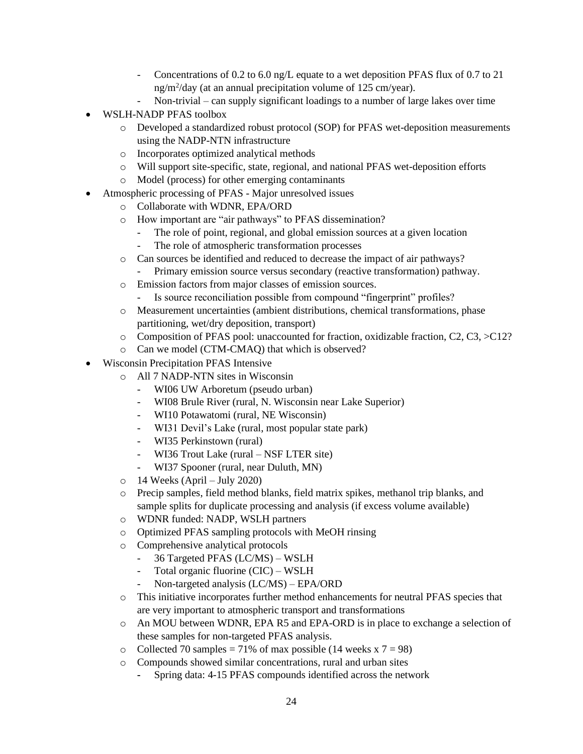- Concentrations of 0.2 to 6.0 ng/L equate to a wet deposition PFAS flux of 0.7 to 21 $ng/m^2/day$ (at an annual precipitation volume of 125 cm/year).
  - Non-trivial – can supply significant loadings to a number of large lakes over time

- WSLH-NADP PFAS toolbox
  - Developed a standardized robust protocol (SOP) for PFAS wet-deposition measurements using the NADP-NTN infrastructure
  - Incorporates optimized analytical methods
  - Will support site-specific, state, regional, and national PFAS wet-deposition efforts
  - Model (process) for other emerging contaminants
- Atmospheric processing of PFAS - Major unresolved issues
  - Collaborate with WDNR, EPA/ORD
  - How important are "air pathways" to PFAS dissemination?
    - The role of point, regional, and global emission sources at a given location
    - The role of atmospheric transformation processes
  - Can sources be identified and reduced to decrease the impact of air pathways?
    - Primary emission source versus secondary (reactive transformation) pathway.
  - Emission factors from major classes of emission sources.
    - Is source reconciliation possible from compound "fingerprint" profiles?
  - Measurement uncertainties (ambient distributions, chemical transformations, phase partitioning, wet/dry deposition, transport)
  - Composition of PFAS pool: unaccounted for fraction, oxidizable fraction, C2, C3, >C12?
  - Can we model (CTM-CMAQ) that which is observed?
- Wisconsin Precipitation PFAS Intensive
  - All 7 NADP-NTN sites in Wisconsin
    - WI06 UW Arboretum (pseudo urban)
    - WI08 Brule River (rural, N. Wisconsin near Lake Superior)
    - WI10 Potawatomi (rural, NE Wisconsin)
    - WI31 Devil's Lake (rural, most popular state park)
    - WI35 Perkinstown (rural)
    - WI36 Trout Lake (rural – NSF LTER site)
    - WI37 Spooner (rural, near Duluth, MN)
  - 14 Weeks (April – July 2020)
  - Precip samples, field method blanks, field matrix spikes, methanol trip blanks, and sample splits for duplicate processing and analysis (if excess volume available)
  - WDNR funded: NADP, WSLH partners
  - Optimized PFAS sampling protocols with MeOH rinsing
  - Comprehensive analytical protocols
    - 36 Targeted PFAS (LC/MS) – WSLH
    - Total organic fluorine (CIC) – WSLH
    - Non-targeted analysis (LC/MS) – EPA/ORD
  - This initiative incorporates further method enhancements for neutral PFAS species that are very important to atmospheric transport and transformations
  - An MOU between WDNR, EPA R5 and EPA-ORD is in place to exchange a selection of these samples for non-targeted PFAS analysis.
  - Collected 70 samples = 71% of max possible (14 weeks x 7 = 98)
  - Compounds showed similar concentrations, rural and urban sites
    - Spring data: 4-15 PFAS compounds identified across the network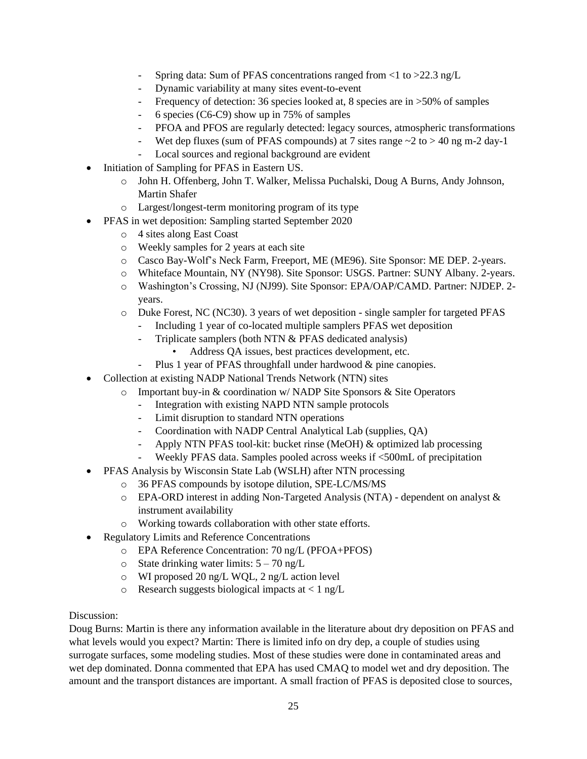- Spring data: Sum of PFAS concentrations ranged from <1 to >22.3 ng/L
- Dynamic variability at many sites event-to-event
- Frequency of detection: 36 species looked at, 8 species are in >50% of samples
- 6 species (C6-C9) show up in 75% of samples
- PFOA and PFOS are regularly detected: legacy sources, atmospheric transformations
- Wet dep fluxes (sum of PFAS compounds) at 7 sites range ~2 to > 40 ng m-2 day-1
- Local sources and regional background are evident

- Initiation of Sampling for PFAS in Eastern US.
  - John H. Offenberg, John T. Walker, Melissa Puchalski, Doug A Burns, Andy Johnson, Martin Shafer
  - Largest/longest-term monitoring program of its type
- PFAS in wet deposition: Sampling started September 2020
  - 4 sites along East Coast
  - Weekly samples for 2 years at each site
  - Casco Bay-Wolf's Neck Farm, Freeport, ME (ME96). Site Sponsor: ME DEP. 2-years.
  - Whiteface Mountain, NY (NY98). Site Sponsor: USGS. Partner: SUNY Albany. 2-years.
  - Washington's Crossing, NJ (NJ99). Site Sponsor: EPA/OAP/CAMD. Partner: NJDEP. 2-years.
  - Duke Forest, NC (NC30). 3 years of wet deposition - single sampler for targeted PFAS
    - Including 1 year of co-located multiple samplers PFAS wet deposition
    - Triplicate samplers (both NTN & PFAS dedicated analysis)
      - Address QA issues, best practices development, etc.
    - Plus 1 year of PFAS throughfall under hardwood & pine canopies.
- Collection at existing NADP National Trends Network (NTN) sites
  - Important buy-in & coordination w/ NADP Site Sponsors & Site Operators
    - Integration with existing NAPD NTN sample protocols
    - Limit disruption to standard NTN operations
    - Coordination with NADP Central Analytical Lab (supplies, QA)
    - Apply NTN PFAS tool-kit: bucket rinse (MeOH) & optimized lab processing
    - Weekly PFAS data. Samples pooled across weeks if <500mL of precipitation
- PFAS Analysis by Wisconsin State Lab (WSLH) after NTN processing
  - 36 PFAS compounds by isotope dilution, SPE-LC/MS/MS
  - EPA-ORD interest in adding Non-Targeted Analysis (NTA) - dependent on analyst & instrument availability
  - Working towards collaboration with other state efforts.
- Regulatory Limits and Reference Concentrations
  - EPA Reference Concentration: 70 ng/L (PFOA+PFOS)
  - State drinking water limits: 5 – 70 ng/L
  - WI proposed 20 ng/L WQL, 2 ng/L action level
  - Research suggests biological impacts at < 1 ng/L

Discussion:

Doug Burns: Martin is there any information available in the literature about dry deposition on PFAS and what levels would you expect? Martin: There is limited info on dry dep, a couple of studies using surrogate surfaces, some modeling studies. Most of these studies were done in contaminated areas and wet dep dominated. Donna commented that EPA has used CMAQ to model wet and dry deposition. The amount and the transport distances are important. A small fraction of PFAS is deposited close to sources,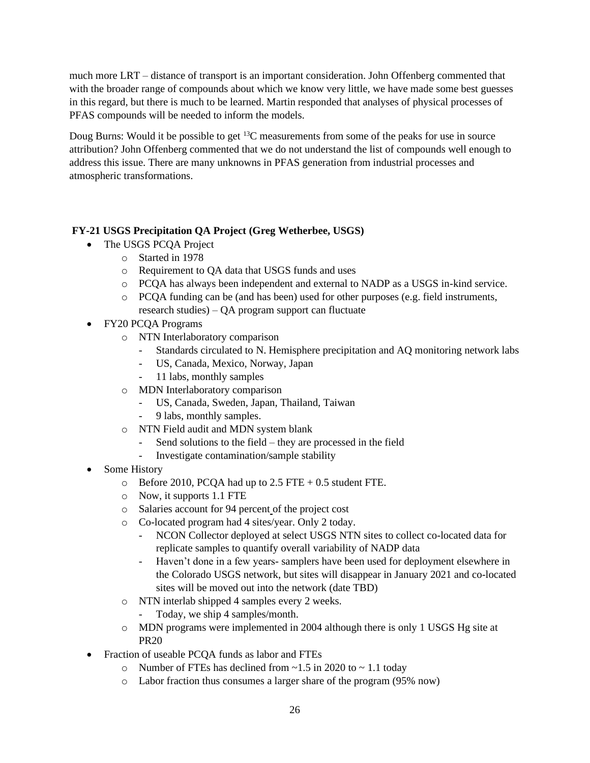much more LRT – distance of transport is an important consideration. John Offenberg commented that with the broader range of compounds about which we know very little, we have made some best guesses in this regard, but there is much to be learned. Martin responded that analyses of physical processes of PFAS compounds will be needed to inform the models.

Doug Burns: Would it be possible to get $^{13}C$ measurements from some of the peaks for use in source attribution? John Offenberg commented that we do not understand the list of compounds well enough to address this issue. There are many unknowns in PFAS generation from industrial processes and atmospheric transformations.

**FY-21 USGS Precipitation QA Project (Greg Wetherbee, USGS)**

- The USGS PCQA Project
  - Started in 1978
  - Requirement to QA data that USGS funds and uses
  - PCQA has always been independent and external to NADP as a USGS in-kind service.
  - PCQA funding can be (and has been) used for other purposes (e.g. field instruments, research studies) – QA program support can fluctuate
- FY20 PCQA Programs
  - NTN Interlaboratory comparison
    - Standards circulated to N. Hemisphere precipitation and AQ monitoring network labs
    - US, Canada, Mexico, Norway, Japan
    - 11 labs, monthly samples
  - MDN Interlaboratory comparison
    - US, Canada, Sweden, Japan, Thailand, Taiwan
    - 9 labs, monthly samples.
  - NTN Field audit and MDN system blank
    - Send solutions to the field – they are processed in the field
    - Investigate contamination/sample stability
- Some History
  - Before 2010, PCQA had up to 2.5 FTE + 0.5 student FTE.
  - Now, it supports 1.1 FTE
  - Salaries account for 94 percent of the project cost
  - Co-located program had 4 sites/year. Only 2 today.
    - NCON Collector deployed at select USGS NTN sites to collect co-located data for replicate samples to quantify overall variability of NADP data
    - Haven't done in a few years- samplers have been used for deployment elsewhere in the Colorado USGS network, but sites will disappear in January 2021 and co-located sites will be moved out into the network (date TBD)
  - NTN interlab shipped 4 samples every 2 weeks.
    - Today, we ship 4 samples/month.
  - MDN programs were implemented in 2004 although there is only 1 USGS Hg site at PR20
- Fraction of useable PCQA funds as labor and FTEs
  - Number of FTEs has declined from ~1.5 in 2020 to ~ 1.1 today
  - Labor fraction thus consumes a larger share of the program (95% now)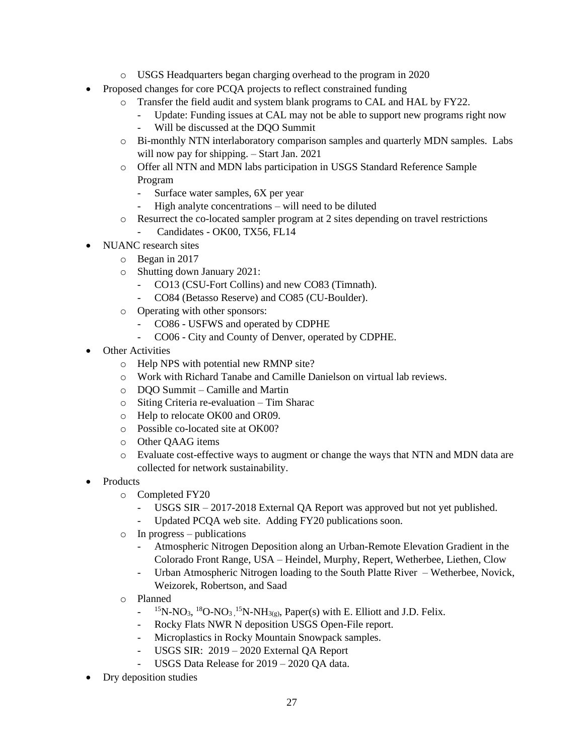- USGS Headquarters began charging overhead to the program in 2020
- Proposed changes for core PCQA projects to reflect constrained funding
  - Transfer the field audit and system blank programs to CAL and HAL by FY22.
    - Update: Funding issues at CAL may not be able to support new programs right now
    - Will be discussed at the DQO Summit
  - Bi-monthly NTN interlaboratory comparison samples and quarterly MDN samples. Labs will now pay for shipping. – Start Jan. 2021
  - Offer all NTN and MDN labs participation in USGS Standard Reference Sample Program
    - Surface water samples, 6X per year
    - High analyte concentrations – will need to be diluted
  - Resurrect the co-located sampler program at 2 sites depending on travel restrictions
    - Candidates - OK00, TX56, FL14
- NUANC research sites
  - Began in 2017
  - Shutting down January 2021:
    - CO13 (CSU-Fort Collins) and new CO83 (Timnath).
    - CO84 (Betasso Reserve) and CO85 (CU-Boulder).
  - Operating with other sponsors:
    - CO86 - USFWS and operated by CDPHE
    - CO06 - City and County of Denver, operated by CDPHE.
- Other Activities
  - Help NPS with potential new RMNP site?
  - Work with Richard Tanabe and Camille Danielson on virtual lab reviews.
  - DQO Summit – Camille and Martin
  - Siting Criteria re-evaluation – Tim Sharac
  - Help to relocate OK00 and OR09.
  - Possible co-located site at OK00?
  - Other QAAG items
  - Evaluate cost-effective ways to augment or change the ways that NTN and MDN data are collected for network sustainability.
- Products
  - Completed FY20
    - USGS SIR – 2017-2018 External QA Report was approved but not yet published.
    - Updated PCQA web site. Adding FY20 publications soon.
  - In progress – publications
    - Atmospheric Nitrogen Deposition along an Urban-Remote Elevation Gradient in the Colorado Front Range, USA – Heindel, Murphy, Repert, Wetherbee, Liethen, Clow
    - Urban Atmospheric Nitrogen loading to the South Platte River – Wetherbee, Novick, Weizorek, Robertson, and Saad
  - Planned
    - $^{15}N\text{-}NO_3$, $^{18}O\text{-}NO_3$, $^{15}N\text{-}NH_{3(g)}$, Paper(s) with E. Elliott and J.D. Felix.
    - Rocky Flats NWR N deposition USGS Open-File report.
    - Microplastics in Rocky Mountain Snowpack samples.
    - USGS SIR: 2019 – 2020 External QA Report
    - USGS Data Release for 2019 – 2020 QA data.
- Dry deposition studies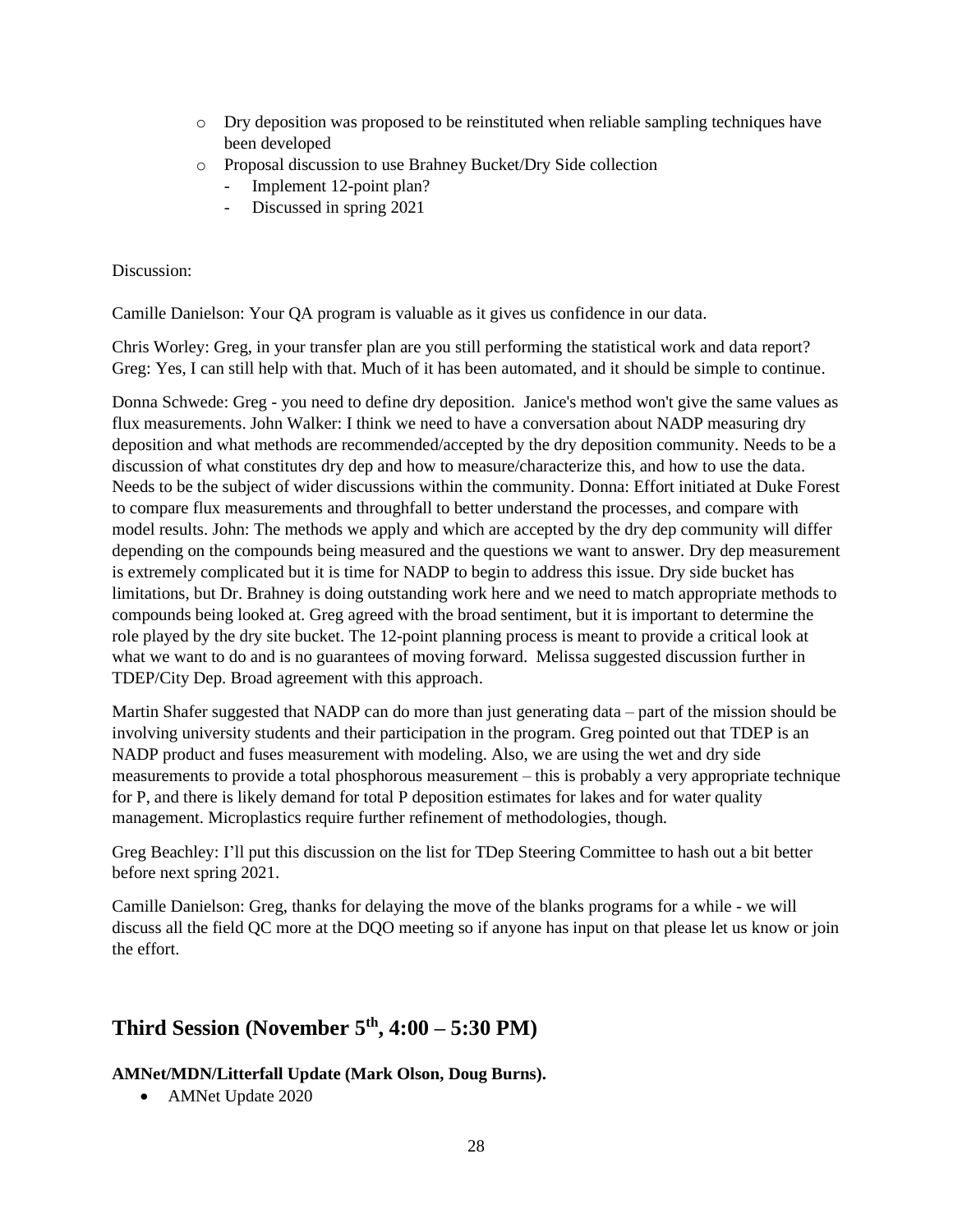- Dry deposition was proposed to be reinstituted when reliable sampling techniques have been developed
- Proposal discussion to use Brahney Bucket/Dry Side collection
  - Implement 12-point plan?
  - Discussed in spring 2021

Discussion:

Camille Danielson: Your QA program is valuable as it gives us confidence in our data.

Chris Worley: Greg, in your transfer plan are you still performing the statistical work and data report? Greg: Yes, I can still help with that. Much of it has been automated, and it should be simple to continue.

Donna Schwede: Greg - you need to define dry deposition. Janice's method won't give the same values as flux measurements. John Walker: I think we need to have a conversation about NADP measuring dry deposition and what methods are recommended/accepted by the dry deposition community. Needs to be a discussion of what constitutes dry dep and how to measure/characterize this, and how to use the data. Needs to be the subject of wider discussions within the community. Donna: Effort initiated at Duke Forest to compare flux measurements and throughfall to better understand the processes, and compare with model results. John: The methods we apply and which are accepted by the dry dep community will differ depending on the compounds being measured and the questions we want to answer. Dry dep measurement is extremely complicated but it is time for NADP to begin to address this issue. Dry side bucket has limitations, but Dr. Brahney is doing outstanding work here and we need to match appropriate methods to compounds being looked at. Greg agreed with the broad sentiment, but it is important to determine the role played by the dry site bucket. The 12-point planning process is meant to provide a critical look at what we want to do and is no guarantees of moving forward. Melissa suggested discussion further in TDEP/City Dep. Broad agreement with this approach.

Martin Shafer suggested that NADP can do more than just generating data – part of the mission should be involving university students and their participation in the program. Greg pointed out that TDEP is an NADP product and fuses measurement with modeling. Also, we are using the wet and dry side measurements to provide a total phosphorous measurement – this is probably a very appropriate technique for P, and there is likely demand for total P deposition estimates for lakes and for water quality management. Microplastics require further refinement of methodologies, though.

Greg Beachley: I'll put this discussion on the list for TDep Steering Committee to hash out a bit better before next spring 2021.

Camille Danielson: Greg, thanks for delaying the move of the blanks programs for a while - we will discuss all the field QC more at the DQO meeting so if anyone has input on that please let us know or join the effort.

## Third Session (November 5th, 4:00 – 5:30 PM)

**AMNet/MDN/Litterfall Update (Mark Olson, Doug Burns).**

- AMNet Update 2020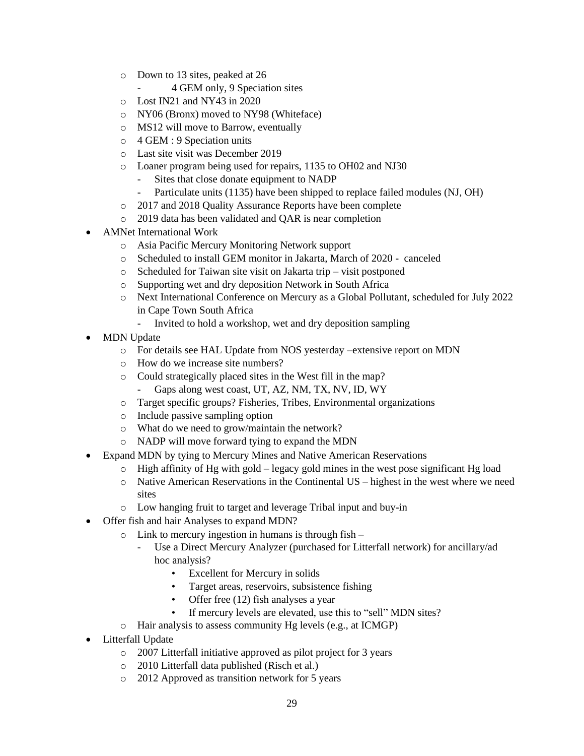- Down to 13 sites, peaked at 26
  - 4 GEM only, 9 Speciation sites
- Lost IN21 and NY43 in 2020
- NY06 (Bronx) moved to NY98 (Whiteface)
- MS12 will move to Barrow, eventually
- 4 GEM : 9 Speciation units
- Last site visit was December 2019
- Loaner program being used for repairs, 1135 to OH02 and NJ30
  - Sites that close donate equipment to NADP
  - Particulate units (1135) have been shipped to replace failed modules (NJ, OH)
- 2017 and 2018 Quality Assurance Reports have been complete
- 2019 data has been validated and QAR is near completion

- AMNet International Work
  - Asia Pacific Mercury Monitoring Network support
  - Scheduled to install GEM monitor in Jakarta, March of 2020 - canceled
  - Scheduled for Taiwan site visit on Jakarta trip – visit postponed
  - Supporting wet and dry deposition Network in South Africa
  - Next International Conference on Mercury as a Global Pollutant, scheduled for July 2022 in Cape Town South Africa
    - Invited to hold a workshop, wet and dry deposition sampling
- MDN Update
  - For details see HAL Update from NOS yesterday –extensive report on MDN
  - How do we increase site numbers?
  - Could strategically placed sites in the West fill in the map?
    - Gaps along west coast, UT, AZ, NM, TX, NV, ID, WY
  - Target specific groups? Fisheries, Tribes, Environmental organizations
  - Include passive sampling option
  - What do we need to grow/maintain the network?
  - NADP will move forward tying to expand the MDN
- Expand MDN by tying to Mercury Mines and Native American Reservations
  - High affinity of Hg with gold – legacy gold mines in the west pose significant Hg load
  - Native American Reservations in the Continental US – highest in the west where we need sites
  - Low hanging fruit to target and leverage Tribal input and buy-in
- Offer fish and hair Analyses to expand MDN?
  - Link to mercury ingestion in humans is through fish –
    - Use a Direct Mercury Analyzer (purchased for Litterfall network) for ancillary/ad hoc analysis?
      - Excellent for Mercury in solids
      - Target areas, reservoirs, subsistence fishing
      - Offer free (12) fish analyses a year
      - If mercury levels are elevated, use this to "sell" MDN sites?
  - Hair analysis to assess community Hg levels (e.g., at ICMGP)
- Litterfall Update
  - 2007 Litterfall initiative approved as pilot project for 3 years
  - 2010 Litterfall data published (Risch et al.)
  - 2012 Approved as transition network for 5 years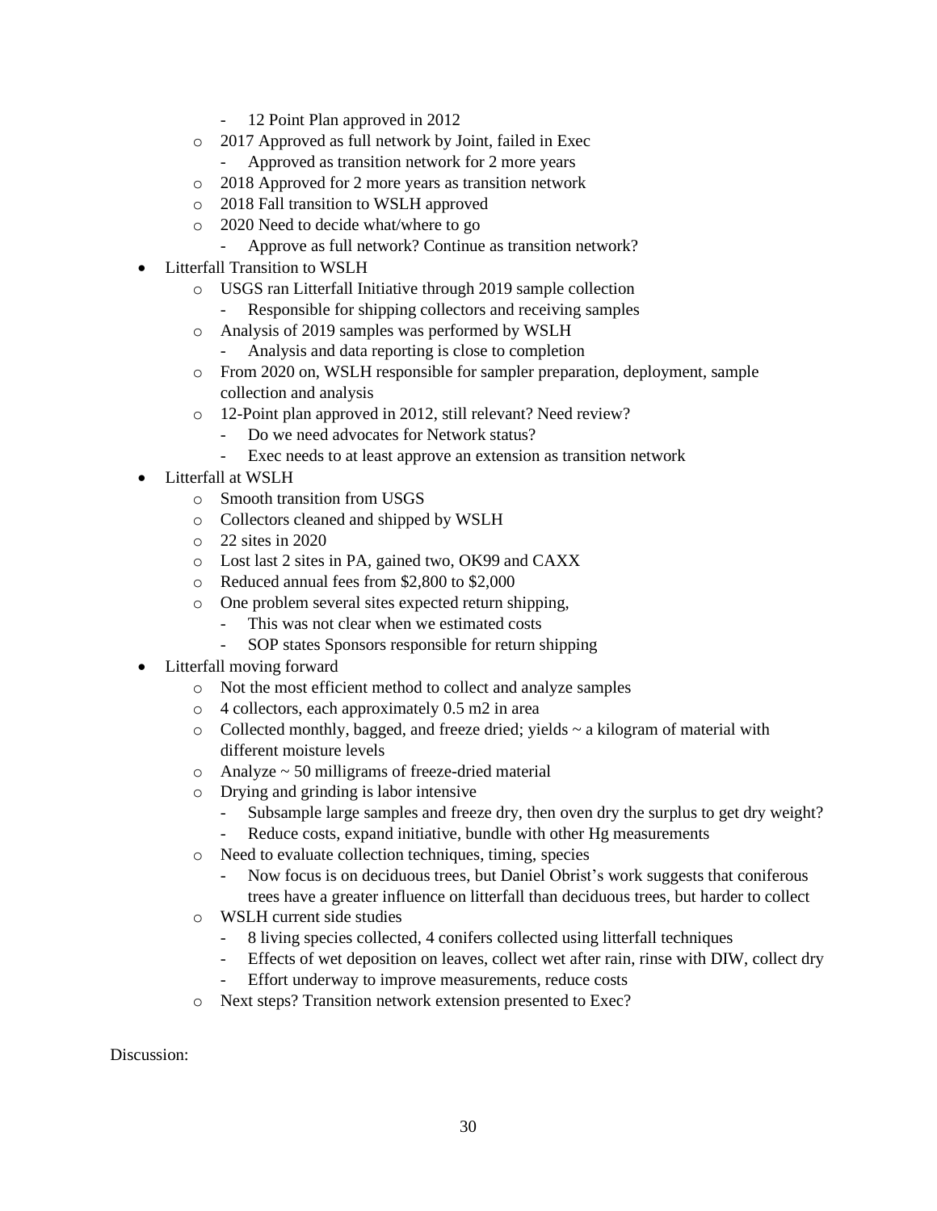- 12 Point Plan approved in 2012
  - 2017 Approved as full network by Joint, failed in Exec
    - Approved as transition network for 2 more years
  - 2018 Approved for 2 more years as transition network
  - 2018 Fall transition to WSLH approved
  - 2020 Need to decide what/where to go
    - Approve as full network? Continue as transition network?
- Litterfall Transition to WSLH
  - USGS ran Litterfall Initiative through 2019 sample collection
    - Responsible for shipping collectors and receiving samples
  - Analysis of 2019 samples was performed by WSLH
    - Analysis and data reporting is close to completion
  - From 2020 on, WSLH responsible for sampler preparation, deployment, sample collection and analysis
  - 12-Point plan approved in 2012, still relevant? Need review?
    - Do we need advocates for Network status?
    - Exec needs to at least approve an extension as transition network
- Litterfall at WSLH
  - Smooth transition from USGS
  - Collectors cleaned and shipped by WSLH
  - 22 sites in 2020
  - Lost last 2 sites in PA, gained two, OK99 and CAXX
  - Reduced annual fees from $2,800 to $2,000
  - One problem several sites expected return shipping,
    - This was not clear when we estimated costs
    - SOP states Sponsors responsible for return shipping
- Litterfall moving forward
  - Not the most efficient method to collect and analyze samples
  - 4 collectors, each approximately 0.5 m2 in area
  - Collected monthly, bagged, and freeze dried; yields ~ a kilogram of material with different moisture levels
  - Analyze ~ 50 milligrams of freeze-dried material
  - Drying and grinding is labor intensive
    - Subsample large samples and freeze dry, then oven dry the surplus to get dry weight?
    - Reduce costs, expand initiative, bundle with other Hg measurements
  - Need to evaluate collection techniques, timing, species
    - Now focus is on deciduous trees, but Daniel Obrist's work suggests that coniferous trees have a greater influence on litterfall than deciduous trees, but harder to collect
  - WSLH current side studies
    - 8 living species collected, 4 conifers collected using litterfall techniques
    - Effects of wet deposition on leaves, collect wet after rain, rinse with DIW, collect dry
    - Effort underway to improve measurements, reduce costs
  - Next steps? Transition network extension presented to Exec?

Discussion: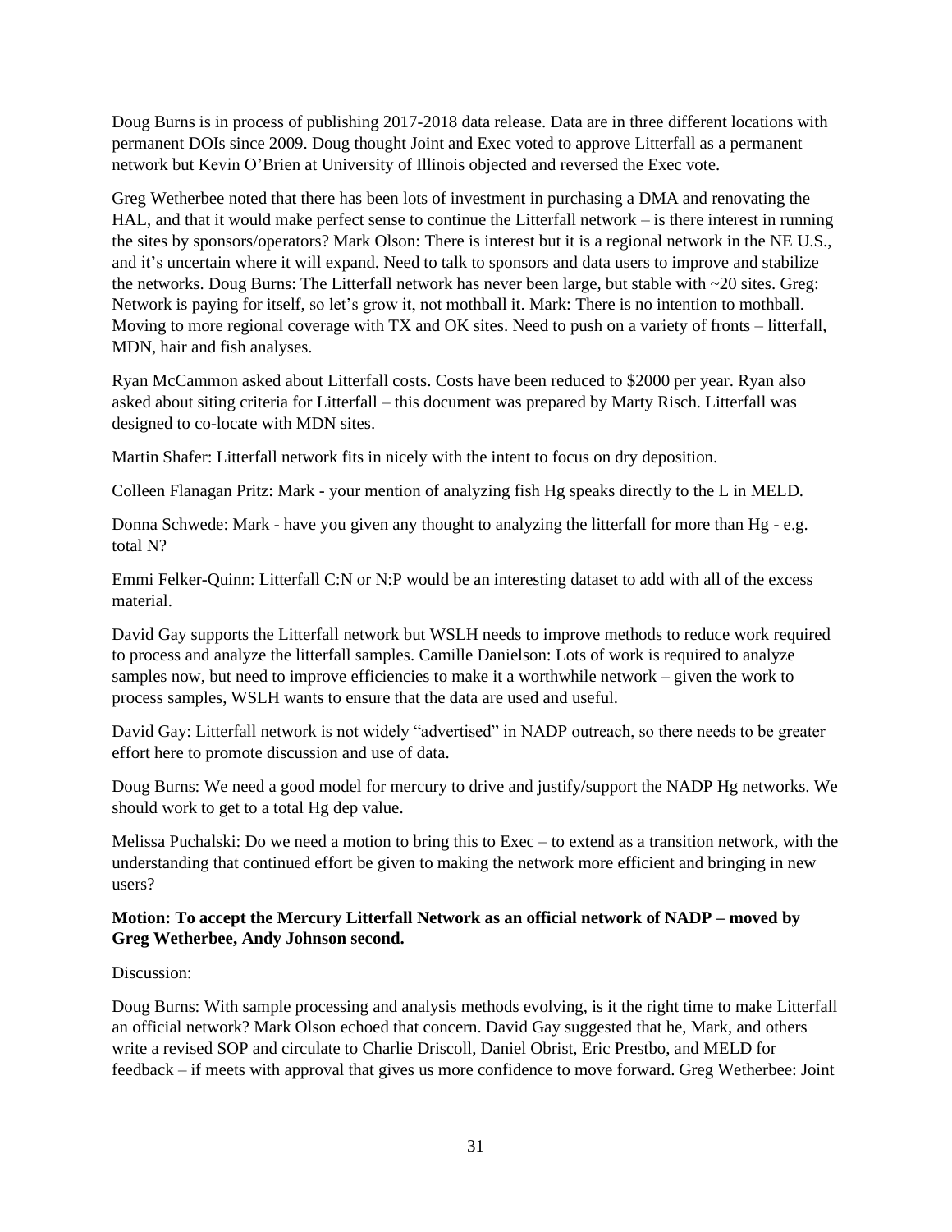Doug Burns is in process of publishing 2017-2018 data release. Data are in three different locations with permanent DOIs since 2009. Doug thought Joint and Exec voted to approve Litterfall as a permanent network but Kevin O'Brien at University of Illinois objected and reversed the Exec vote.

Greg Wetherbee noted that there has been lots of investment in purchasing a DMA and renovating the HAL, and that it would make perfect sense to continue the Litterfall network – is there interest in running the sites by sponsors/operators? Mark Olson: There is interest but it is a regional network in the NE U.S., and it's uncertain where it will expand. Need to talk to sponsors and data users to improve and stabilize the networks. Doug Burns: The Litterfall network has never been large, but stable with ~20 sites. Greg: Network is paying for itself, so let's grow it, not mothball it. Mark: There is no intention to mothball. Moving to more regional coverage with TX and OK sites. Need to push on a variety of fronts – litterfall, MDN, hair and fish analyses.

Ryan McCammon asked about Litterfall costs. Costs have been reduced to $2000 per year. Ryan also asked about siting criteria for Litterfall – this document was prepared by Marty Risch. Litterfall was designed to co-locate with MDN sites.

Martin Shafer: Litterfall network fits in nicely with the intent to focus on dry deposition.

Colleen Flanagan Pritz: Mark - your mention of analyzing fish Hg speaks directly to the L in MELD.

Donna Schwede: Mark - have you given any thought to analyzing the litterfall for more than Hg - e.g. total N?

Emmi Felker-Quinn: Litterfall C:N or N:P would be an interesting dataset to add with all of the excess material.

David Gay supports the Litterfall network but WSLH needs to improve methods to reduce work required to process and analyze the litterfall samples. Camille Danielson: Lots of work is required to analyze samples now, but need to improve efficiencies to make it a worthwhile network – given the work to process samples, WSLH wants to ensure that the data are used and useful.

David Gay: Litterfall network is not widely "advertised" in NADP outreach, so there needs to be greater effort here to promote discussion and use of data.

Doug Burns: We need a good model for mercury to drive and justify/support the NADP Hg networks. We should work to get to a total Hg dep value.

Melissa Puchalski: Do we need a motion to bring this to Exec – to extend as a transition network, with the understanding that continued effort be given to making the network more efficient and bringing in new users?

**Motion: To accept the Mercury Litterfall Network as an official network of NADP – moved by Greg Wetherbee, Andy Johnson second.**

Discussion:

Doug Burns: With sample processing and analysis methods evolving, is it the right time to make Litterfall an official network? Mark Olson echoed that concern. David Gay suggested that he, Mark, and others write a revised SOP and circulate to Charlie Driscoll, Daniel Obrist, Eric Prestbo, and MELD for feedback – if meets with approval that gives us more confidence to move forward. Greg Wetherbee: Joint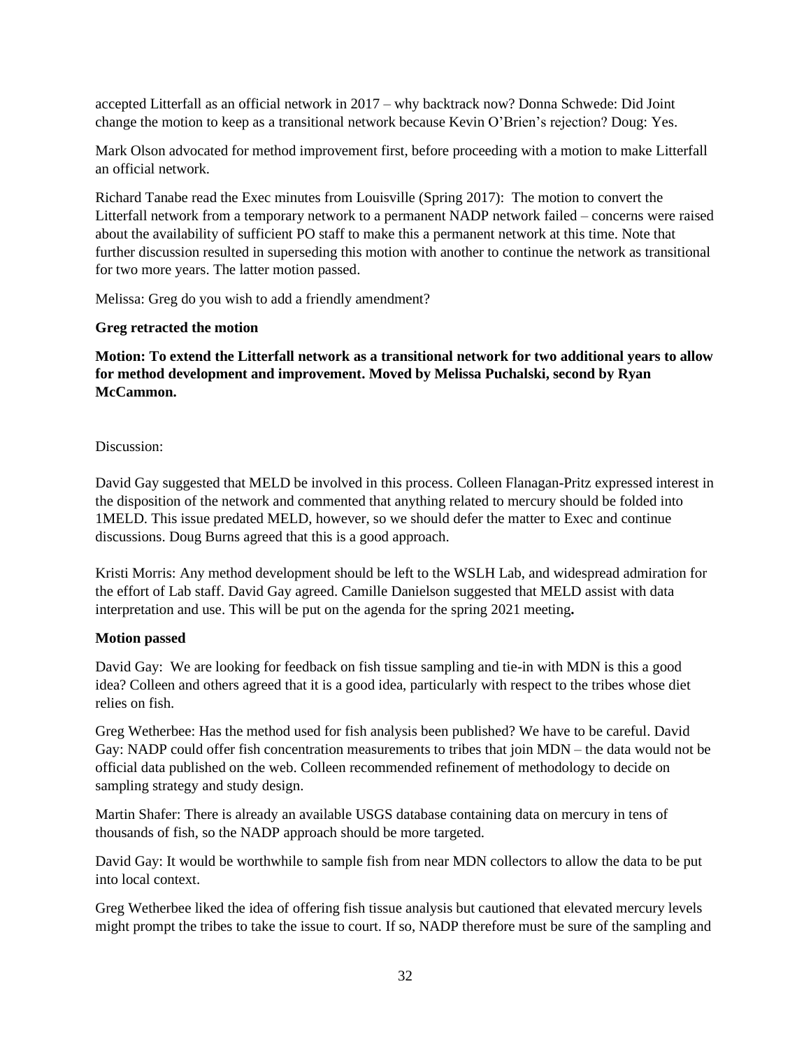accepted Litterfall as an official network in 2017 – why backtrack now? Donna Schwede: Did Joint change the motion to keep as a transitional network because Kevin O'Brien's rejection? Doug: Yes.

Mark Olson advocated for method improvement first, before proceeding with a motion to make Litterfall an official network.

Richard Tanabe read the Exec minutes from Louisville (Spring 2017): The motion to convert the Litterfall network from a temporary network to a permanent NADP network failed – concerns were raised about the availability of sufficient PO staff to make this a permanent network at this time. Note that further discussion resulted in superseding this motion with another to continue the network as transitional for two more years. The latter motion passed.

Melissa: Greg do you wish to add a friendly amendment?

**Greg retracted the motion**

**Motion: To extend the Litterfall network as a transitional network for two additional years to allow for method development and improvement. Moved by Melissa Puchalski, second by Ryan McCammon.**

Discussion:

David Gay suggested that MELD be involved in this process. Colleen Flanagan-Pritz expressed interest in the disposition of the network and commented that anything related to mercury should be folded into 1MELD. This issue predated MELD, however, so we should defer the matter to Exec and continue discussions. Doug Burns agreed that this is a good approach.

Kristi Morris: Any method development should be left to the WSLH Lab, and widespread admiration for the effort of Lab staff. David Gay agreed. Camille Danielson suggested that MELD assist with data interpretation and use. This will be put on the agenda for the spring 2021 meeting**.**

**Motion passed**

David Gay: We are looking for feedback on fish tissue sampling and tie-in with MDN is this a good idea? Colleen and others agreed that it is a good idea, particularly with respect to the tribes whose diet relies on fish.

Greg Wetherbee: Has the method used for fish analysis been published? We have to be careful. David Gay: NADP could offer fish concentration measurements to tribes that join MDN – the data would not be official data published on the web. Colleen recommended refinement of methodology to decide on sampling strategy and study design.

Martin Shafer: There is already an available USGS database containing data on mercury in tens of thousands of fish, so the NADP approach should be more targeted.

David Gay: It would be worthwhile to sample fish from near MDN collectors to allow the data to be put into local context.

Greg Wetherbee liked the idea of offering fish tissue analysis but cautioned that elevated mercury levels might prompt the tribes to take the issue to court. If so, NADP therefore must be sure of the sampling and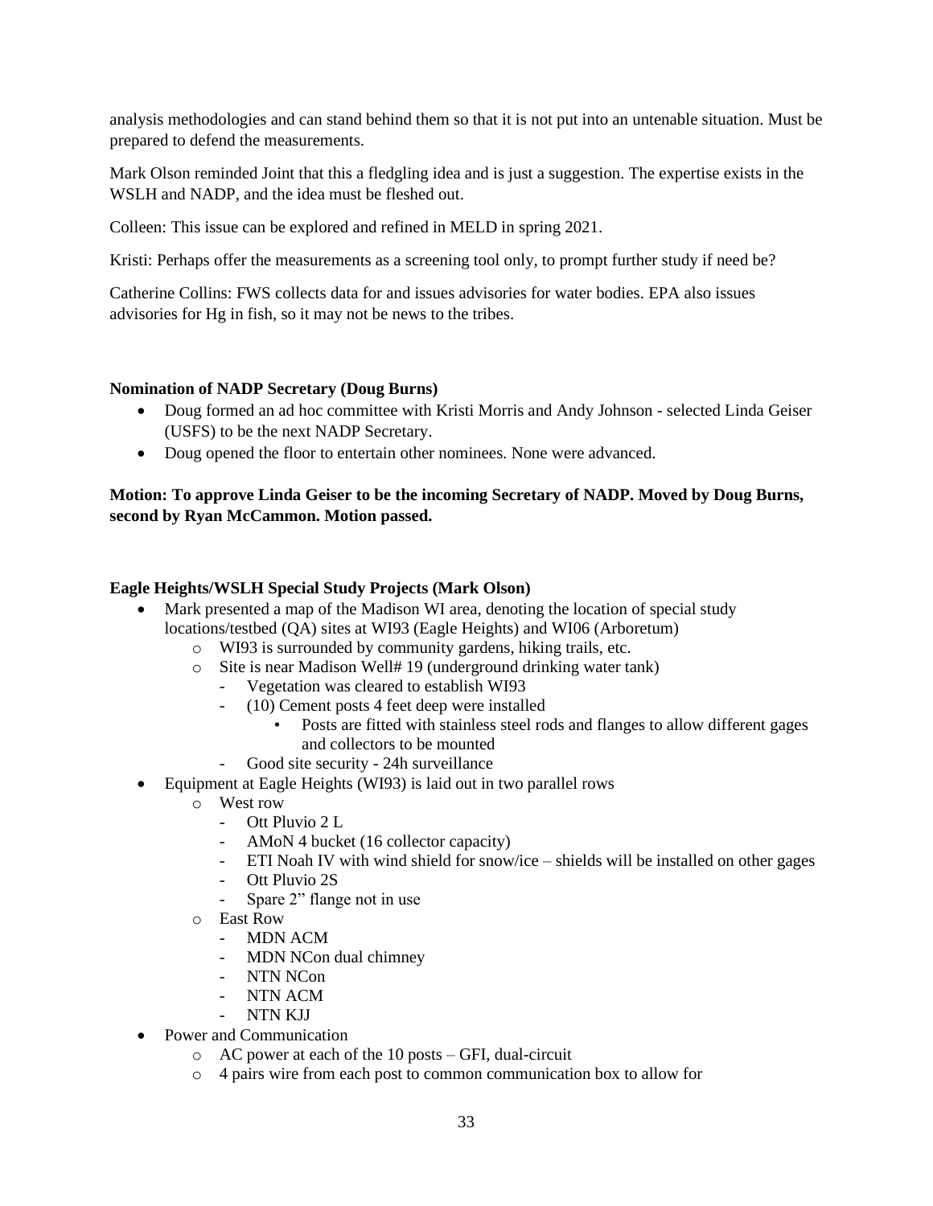analysis methodologies and can stand behind them so that it is not put into an untenable situation. Must be prepared to defend the measurements.

Mark Olson reminded Joint that this a fledgling idea and is just a suggestion. The expertise exists in the WSLH and NADP, and the idea must be fleshed out.

Colleen: This issue can be explored and refined in MELD in spring 2021.

Kristi: Perhaps offer the measurements as a screening tool only, to prompt further study if need be?

Catherine Collins: FWS collects data for and issues advisories for water bodies. EPA also issues advisories for Hg in fish, so it may not be news to the tribes.

**Nomination of NADP Secretary (Doug Burns)**

- Doug formed an ad hoc committee with Kristi Morris and Andy Johnson - selected Linda Geiser (USFS) to be the next NADP Secretary.
- Doug opened the floor to entertain other nominees. None were advanced.

**Motion: To approve Linda Geiser to be the incoming Secretary of NADP. Moved by Doug Burns, second by Ryan McCammon. Motion passed.**

**Eagle Heights/WSLH Special Study Projects (Mark Olson)**

- Mark presented a map of the Madison WI area, denoting the location of special study locations/testbed (QA) sites at WI93 (Eagle Heights) and WI06 (Arboretum)
  - WI93 is surrounded by community gardens, hiking trails, etc.
  - Site is near Madison Well# 19 (underground drinking water tank)
    - Vegetation was cleared to establish WI93
    - (10) Cement posts 4 feet deep were installed
      - Posts are fitted with stainless steel rods and flanges to allow different gages and collectors to be mounted
    - Good site security - 24h surveillance
- Equipment at Eagle Heights (WI93) is laid out in two parallel rows
  - West row
    - Ott Pluvio 2 L
    - AMoN 4 bucket (16 collector capacity)
    - ETI Noah IV with wind shield for snow/ice – shields will be installed on other gages
    - Ott Pluvio 2S
    - Spare 2" flange not in use
  - East Row
    - MDN ACM
    - MDN NCon dual chimney
    - NTN NCon
    - NTN ACM
    - NTN KJJ
- Power and Communication
  - AC power at each of the 10 posts – GFI, dual-circuit
  - 4 pairs wire from each post to common communication box to allow for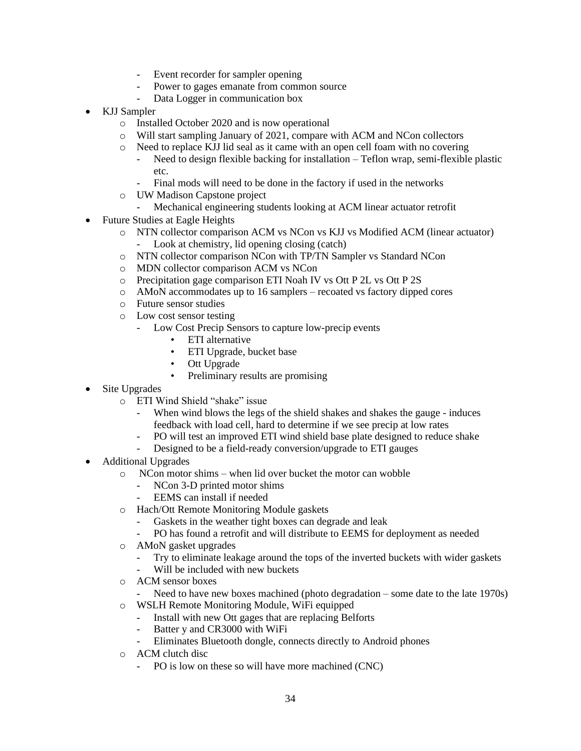- Event recorder for sampler opening
  - Power to gages emanate from common source
  - Data Logger in communication box

- KJJ Sampler
  - Installed October 2020 and is now operational
  - Will start sampling January of 2021, compare with ACM and NCon collectors
  - Need to replace KJJ lid seal as it came with an open cell foam with no covering
    - Need to design flexible backing for installation – Teflon wrap, semi-flexible plastic etc.
    - Final mods will need to be done in the factory if used in the networks
  - UW Madison Capstone project
    - Mechanical engineering students looking at ACM linear actuator retrofit
- Future Studies at Eagle Heights
  - NTN collector comparison ACM vs NCon vs KJJ vs Modified ACM (linear actuator)
    - Look at chemistry, lid opening closing (catch)
  - NTN collector comparison NCon with TP/TN Sampler vs Standard NCon
  - MDN collector comparison ACM vs NCon
  - Precipitation gage comparison ETI Noah IV vs Ott P 2L vs Ott P 2S
  - AMoN accommodates up to 16 samplers – recoated vs factory dipped cores
  - Future sensor studies
  - Low cost sensor testing
    - Low Cost Precip Sensors to capture low-precip events
      - ETI alternative
      - ETI Upgrade, bucket base
      - Ott Upgrade
      - Preliminary results are promising
- Site Upgrades
  - ETI Wind Shield "shake" issue
    - When wind blows the legs of the shield shakes and shakes the gauge - induces feedback with load cell, hard to determine if we see precip at low rates
    - PO will test an improved ETI wind shield base plate designed to reduce shake
    - Designed to be a field-ready conversion/upgrade to ETI gauges
- Additional Upgrades
  - NCon motor shims – when lid over bucket the motor can wobble
    - NCon 3-D printed motor shims
    - EEMS can install if needed
  - Hach/Ott Remote Monitoring Module gaskets
    - Gaskets in the weather tight boxes can degrade and leak
    - PO has found a retrofit and will distribute to EEMS for deployment as needed
  - AMoN gasket upgrades
    - Try to eliminate leakage around the tops of the inverted buckets with wider gaskets
    - Will be included with new buckets
  - ACM sensor boxes
    - Need to have new boxes machined (photo degradation – some date to the late 1970s)
  - WSLH Remote Monitoring Module, WiFi equipped
    - Install with new Ott gages that are replacing Belforts
    - Batter y and CR3000 with WiFi
    - Eliminates Bluetooth dongle, connects directly to Android phones
  - ACM clutch disc
    - PO is low on these so will have more machined (CNC)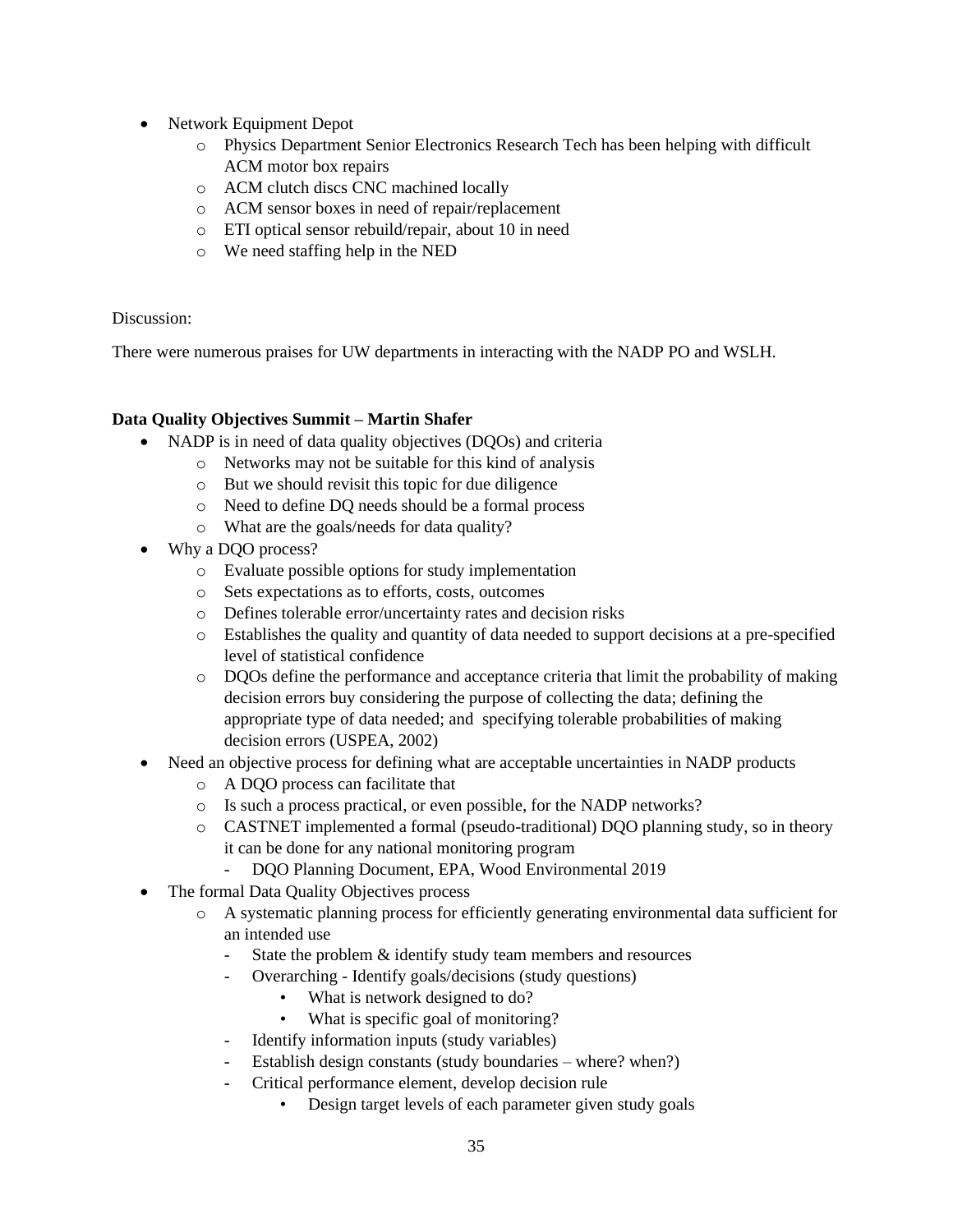- Network Equipment Depot
  - Physics Department Senior Electronics Research Tech has been helping with difficult ACM motor box repairs
  - ACM clutch discs CNC machined locally
  - ACM sensor boxes in need of repair/replacement
  - ETI optical sensor rebuild/repair, about 10 in need
  - We need staffing help in the NED

Discussion:

There were numerous praises for UW departments in interacting with the NADP PO and WSLH.

**Data Quality Objectives Summit – Martin Shafer**

- NADP is in need of data quality objectives (DQOs) and criteria
  - Networks may not be suitable for this kind of analysis
  - But we should revisit this topic for due diligence
  - Need to define DQ needs should be a formal process
  - What are the goals/needs for data quality?
- Why a DQO process?
  - Evaluate possible options for study implementation
  - Sets expectations as to efforts, costs, outcomes
  - Defines tolerable error/uncertainty rates and decision risks
  - Establishes the quality and quantity of data needed to support decisions at a pre-specified level of statistical confidence
  - DQOs define the performance and acceptance criteria that limit the probability of making decision errors buy considering the purpose of collecting the data; defining the appropriate type of data needed; and specifying tolerable probabilities of making decision errors (USPEA, 2002)
- Need an objective process for defining what are acceptable uncertainties in NADP products
  - A DQO process can facilitate that
  - Is such a process practical, or even possible, for the NADP networks?
  - CASTNET implemented a formal (pseudo-traditional) DQO planning study, so in theory it can be done for any national monitoring program
    - DQO Planning Document, EPA, Wood Environmental 2019
- The formal Data Quality Objectives process
  - A systematic planning process for efficiently generating environmental data sufficient for an intended use
    - State the problem & identify study team members and resources
    - Overarching - Identify goals/decisions (study questions)
      - What is network designed to do?
      - What is specific goal of monitoring?
    - Identify information inputs (study variables)
    - Establish design constants (study boundaries – where? when?)
    - Critical performance element, develop decision rule
      - Design target levels of each parameter given study goals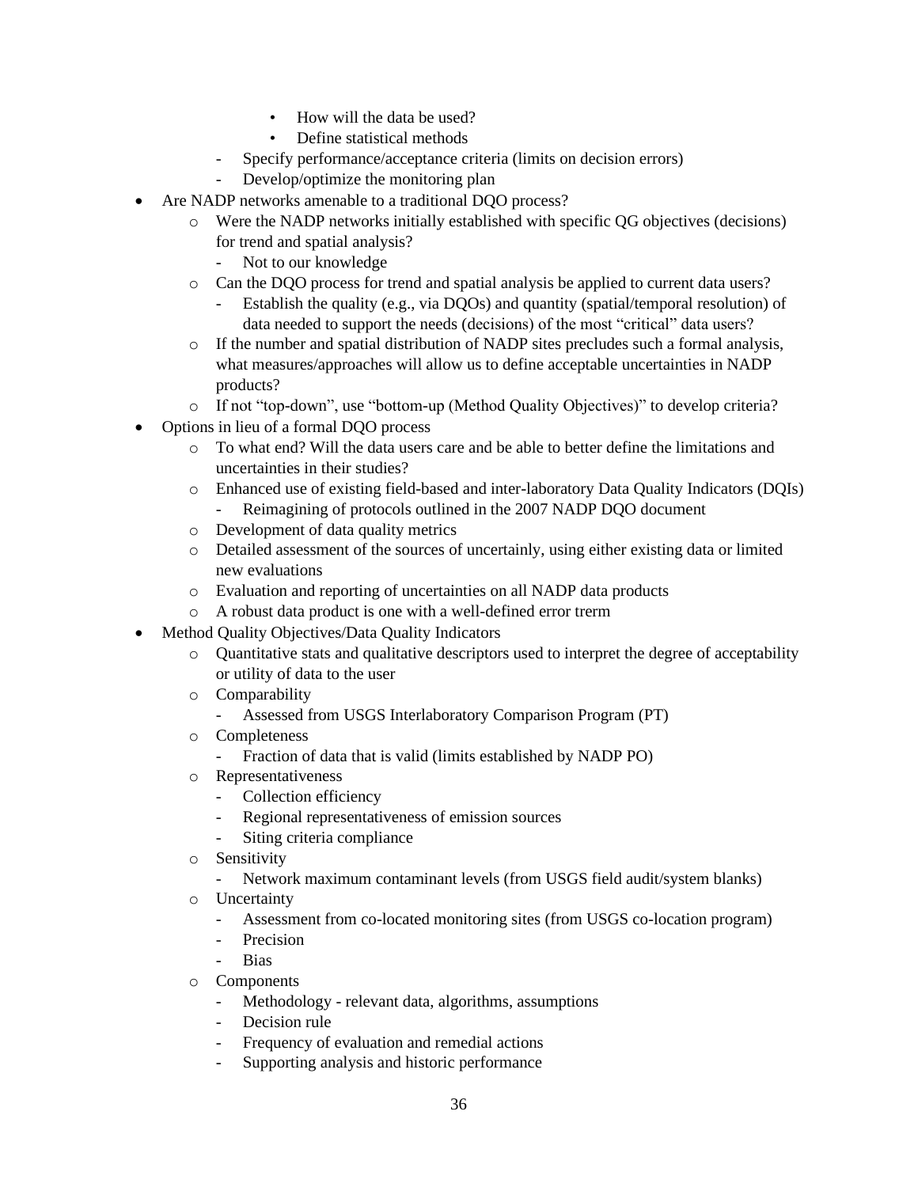- How will the data be used?
                - Define statistical methods
        - Specify performance/acceptance criteria (limits on decision errors)
        - Develop/optimize the monitoring plan

- Are NADP networks amenable to a traditional DQO process?
    - Were the NADP networks initially established with specific QG objectives (decisions) for trend and spatial analysis?
        - Not to our knowledge
    - Can the DQO process for trend and spatial analysis be applied to current data users?
        - Establish the quality (e.g., via DQOs) and quantity (spatial/temporal resolution) of data needed to support the needs (decisions) of the most "critical" data users?
    - If the number and spatial distribution of NADP sites precludes such a formal analysis, what measures/approaches will allow us to define acceptable uncertainties in NADP products?
    - If not "top-down", use "bottom-up (Method Quality Objectives)" to develop criteria?
- Options in lieu of a formal DQO process
    - To what end? Will the data users care and be able to better define the limitations and uncertainties in their studies?
    - Enhanced use of existing field-based and inter-laboratory Data Quality Indicators (DQIs)
        - Reimagining of protocols outlined in the 2007 NADP DQO document
    - Development of data quality metrics
    - Detailed assessment of the sources of uncertainly, using either existing data or limited new evaluations
    - Evaluation and reporting of uncertainties on all NADP data products
    - A robust data product is one with a well-defined error trerm
- Method Quality Objectives/Data Quality Indicators
    - Quantitative stats and qualitative descriptors used to interpret the degree of acceptability or utility of data to the user
    - Comparability
        - Assessed from USGS Interlaboratory Comparison Program (PT)
    - Completeness
        - Fraction of data that is valid (limits established by NADP PO)
    - Representativeness
        - Collection efficiency
        - Regional representativeness of emission sources
        - Siting criteria compliance
    - Sensitivity
        - Network maximum contaminant levels (from USGS field audit/system blanks)
    - Uncertainty
        - Assessment from co-located monitoring sites (from USGS co-location program)
        - Precision
        - Bias
    - Components
        - Methodology - relevant data, algorithms, assumptions
        - Decision rule
        - Frequency of evaluation and remedial actions
        - Supporting analysis and historic performance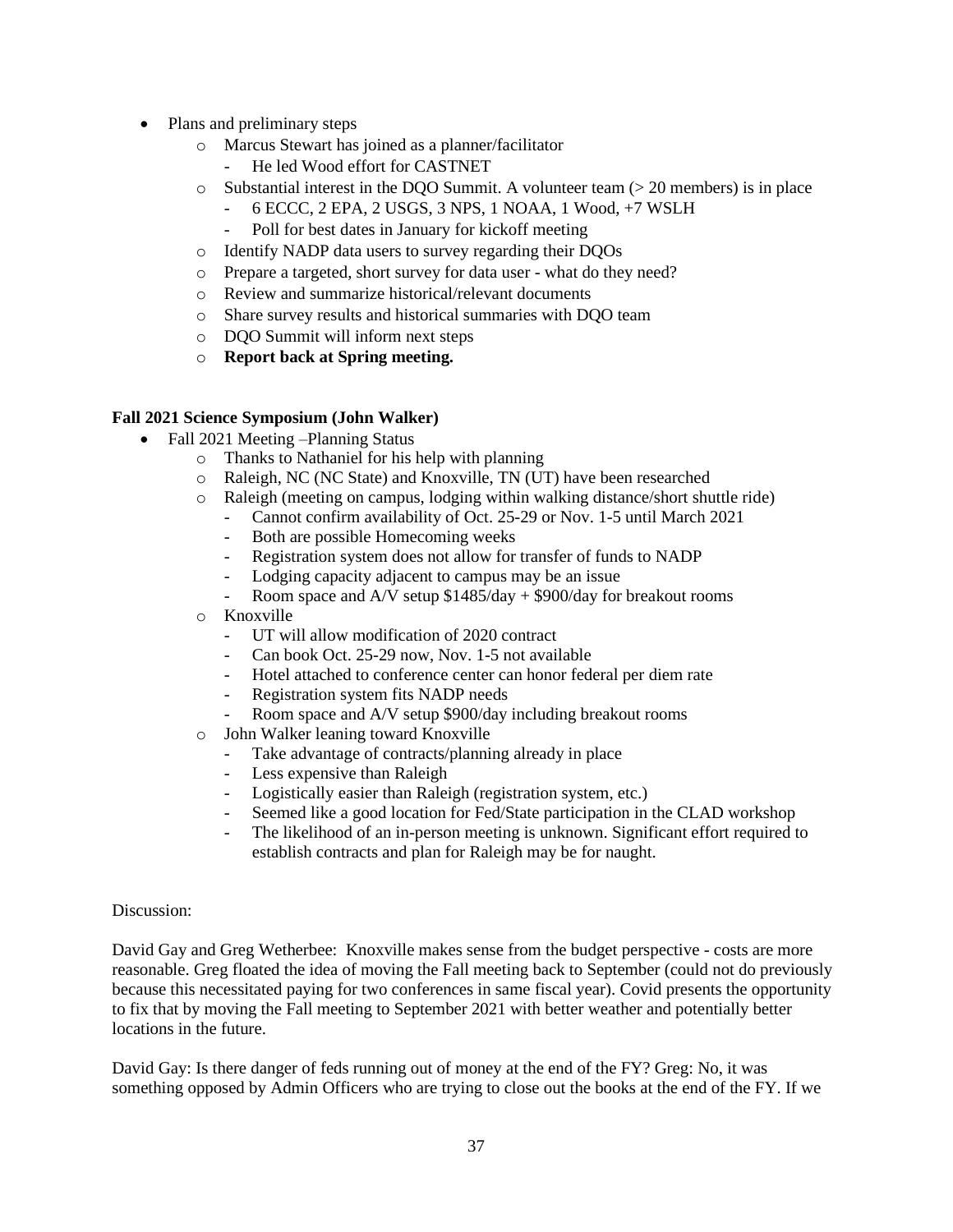- Plans and preliminary steps
  - Marcus Stewart has joined as a planner/facilitator
    - He led Wood effort for CASTNET
  - Substantial interest in the DQO Summit. A volunteer team (> 20 members) is in place
    - 6 ECCC, 2 EPA, 2 USGS, 3 NPS, 1 NOAA, 1 Wood, +7 WSLH
    - Poll for best dates in January for kickoff meeting
  - Identify NADP data users to survey regarding their DQOs
  - Prepare a targeted, short survey for data user - what do they need?
  - Review and summarize historical/relevant documents
  - Share survey results and historical summaries with DQO team
  - DQO Summit will inform next steps
  - **Report back at Spring meeting.**

**Fall 2021 Science Symposium (John Walker)**

- Fall 2021 Meeting –Planning Status
  - Thanks to Nathaniel for his help with planning
  - Raleigh, NC (NC State) and Knoxville, TN (UT) have been researched
  - Raleigh (meeting on campus, lodging within walking distance/short shuttle ride)
    - Cannot confirm availability of Oct. 25-29 or Nov. 1-5 until March 2021
    - Both are possible Homecoming weeks
    - Registration system does not allow for transfer of funds to NADP
    - Lodging capacity adjacent to campus may be an issue
    - Room space and A/V setup $1485/day + $900/day for breakout rooms
  - Knoxville
    - UT will allow modification of 2020 contract
    - Can book Oct. 25-29 now, Nov. 1-5 not available
    - Hotel attached to conference center can honor federal per diem rate
    - Registration system fits NADP needs
    - Room space and A/V setup $900/day including breakout rooms
  - John Walker leaning toward Knoxville
    - Take advantage of contracts/planning already in place
    - Less expensive than Raleigh
    - Logistically easier than Raleigh (registration system, etc.)
    - Seemed like a good location for Fed/State participation in the CLAD workshop
    - The likelihood of an in-person meeting is unknown. Significant effort required to establish contracts and plan for Raleigh may be for naught.

Discussion:

David Gay and Greg Wetherbee: Knoxville makes sense from the budget perspective - costs are more reasonable. Greg floated the idea of moving the Fall meeting back to September (could not do previously because this necessitated paying for two conferences in same fiscal year). Covid presents the opportunity to fix that by moving the Fall meeting to September 2021 with better weather and potentially better locations in the future.

David Gay: Is there danger of feds running out of money at the end of the FY? Greg: No, it was something opposed by Admin Officers who are trying to close out the books at the end of the FY. If we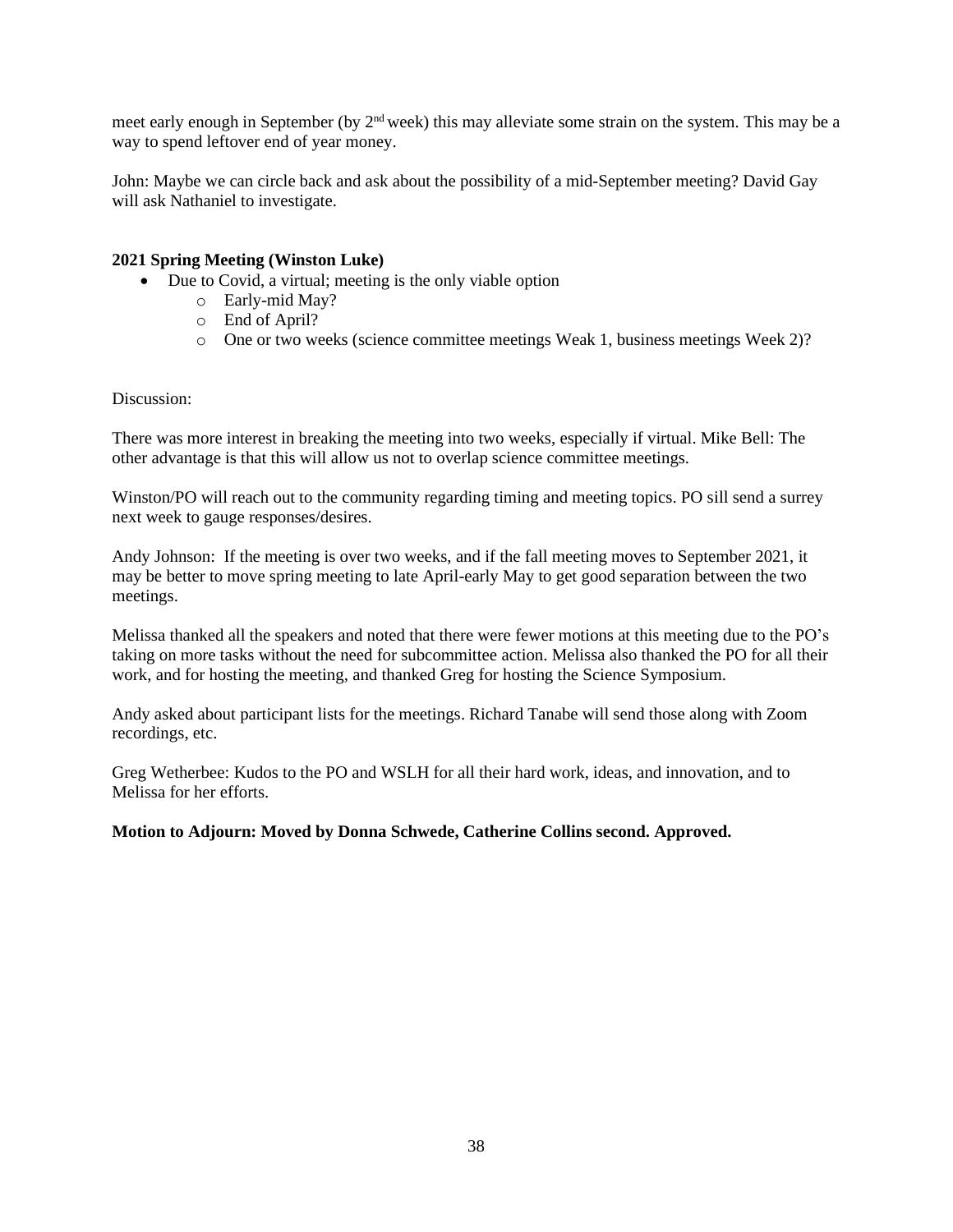meet early enough in September (by 2nd week) this may alleviate some strain on the system. This may be a way to spend leftover end of year money.

John: Maybe we can circle back and ask about the possibility of a mid-September meeting? David Gay will ask Nathaniel to investigate.

**2021 Spring Meeting (Winston Luke)**

- Due to Covid, a virtual; meeting is the only viable option
  - Early-mid May?
  - End of April?
  - One or two weeks (science committee meetings Weak 1, business meetings Week 2)?

Discussion:

There was more interest in breaking the meeting into two weeks, especially if virtual. Mike Bell: The other advantage is that this will allow us not to overlap science committee meetings.

Winston/PO will reach out to the community regarding timing and meeting topics. PO sill send a surrey next week to gauge responses/desires.

Andy Johnson: If the meeting is over two weeks, and if the fall meeting moves to September 2021, it may be better to move spring meeting to late April-early May to get good separation between the two meetings.

Melissa thanked all the speakers and noted that there were fewer motions at this meeting due to the PO's taking on more tasks without the need for subcommittee action. Melissa also thanked the PO for all their work, and for hosting the meeting, and thanked Greg for hosting the Science Symposium.

Andy asked about participant lists for the meetings. Richard Tanabe will send those along with Zoom recordings, etc.

Greg Wetherbee: Kudos to the PO and WSLH for all their hard work, ideas, and innovation, and to Melissa for her efforts.

**Motion to Adjourn: Moved by Donna Schwede, Catherine Collins second. Approved.**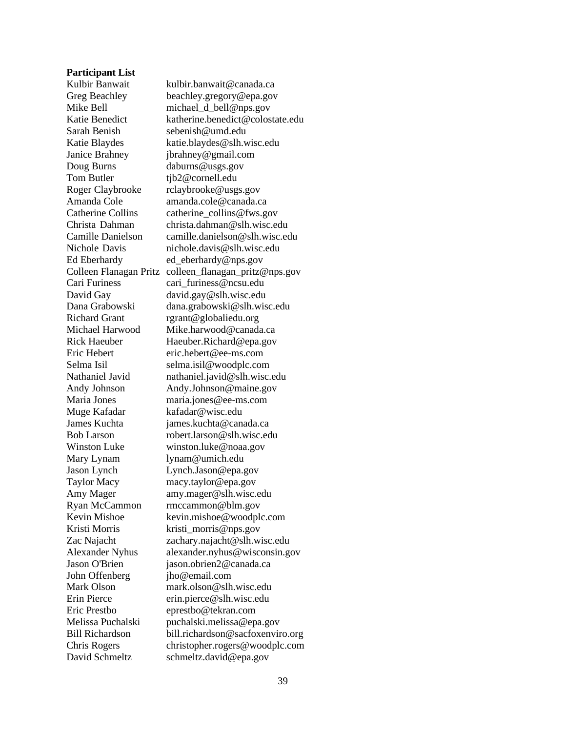**Participant List**

| | |
|---|---|
| Kulbir Banwait | kulbir.banwait@canada.ca |
| Greg Beachley | beachley.gregory@epa.gov |
| Mike Bell | michael_d_bell@nps.gov |
| Katie Benedict | katherine.benedict@colostate.edu |
| Sarah Benish | sebenish@umd.edu |
| Katie Blaydes | katie.blaydes@slh.wisc.edu |
| Janice Brahney | jbrahney@gmail.com |
| Doug Burns | daburns@usgs.gov |
| Tom Butler | tjb2@cornell.edu |
| Roger Claybrooke | rclaybrooke@usgs.gov |
| Amanda Cole | amanda.cole@canada.ca |
| Catherine Collins | catherine_collins@fws.gov |
| Christa Dahman | christa.dahman@slh.wisc.edu |
| Camille Danielson | camille.danielson@slh.wisc.edu |
| Nichole Davis | nichole.davis@slh.wisc.edu |
| Ed Eberhardy | ed_eberhardy@nps.gov |
| Colleen Flanagan Pritz | colleen_flanagan_pritz@nps.gov |
| Cari Furiness | cari_furiness@ncsu.edu |
| David Gay | david.gay@slh.wisc.edu |
| Dana Grabowski | dana.grabowski@slh.wisc.edu |
| Richard Grant | rgrant@globaliedu.org |
| Michael Harwood | Mike.harwood@canada.ca |
| Rick Haeuber | Haeuber.Richard@epa.gov |
| Eric Hebert | eric.hebert@ee-ms.com |
| Selma Isil | selma.isil@woodplc.com |
| Nathaniel Javid | nathaniel.javid@slh.wisc.edu |
| Andy Johnson | Andy.Johnson@maine.gov |
| Maria Jones | maria.jones@ee-ms.com |
| Muge Kafadar | kafadar@wisc.edu |
| James Kuchta | james.kuchta@canada.ca |
| Bob Larson | robert.larson@slh.wisc.edu |
| Winston Luke | winston.luke@noaa.gov |
| Mary Lynam | lynam@umich.edu |
| Jason Lynch | Lynch.Jason@epa.gov |
| Taylor Macy | macy.taylor@epa.gov |
| Amy Mager | amy.mager@slh.wisc.edu |
| Ryan McCammon | rmccammon@blm.gov |
| Kevin Mishoe | kevin.mishoe@woodplc.com |
| Kristi Morris | kristi_morris@nps.gov |
| Zac Najacht | zachary.najacht@slh.wisc.edu |
| Alexander Nyhus | alexander.nyhus@wisconsin.gov |
| Jason O'Brien | jason.obrien2@canada.ca |
| John Offenberg | jho@email.com |
| Mark Olson | mark.olson@slh.wisc.edu |
| Erin Pierce | erin.pierce@slh.wisc.edu |
| Eric Prestbo | eprestbo@tekran.com |
| Melissa Puchalski | puchalski.melissa@epa.gov |
| Bill Richardson | bill.richardson@sacfoxenviro.org |
| Chris Rogers | christopher.rogers@woodplc.com |
| David Schmeltz | schmeltz.david@epa.gov |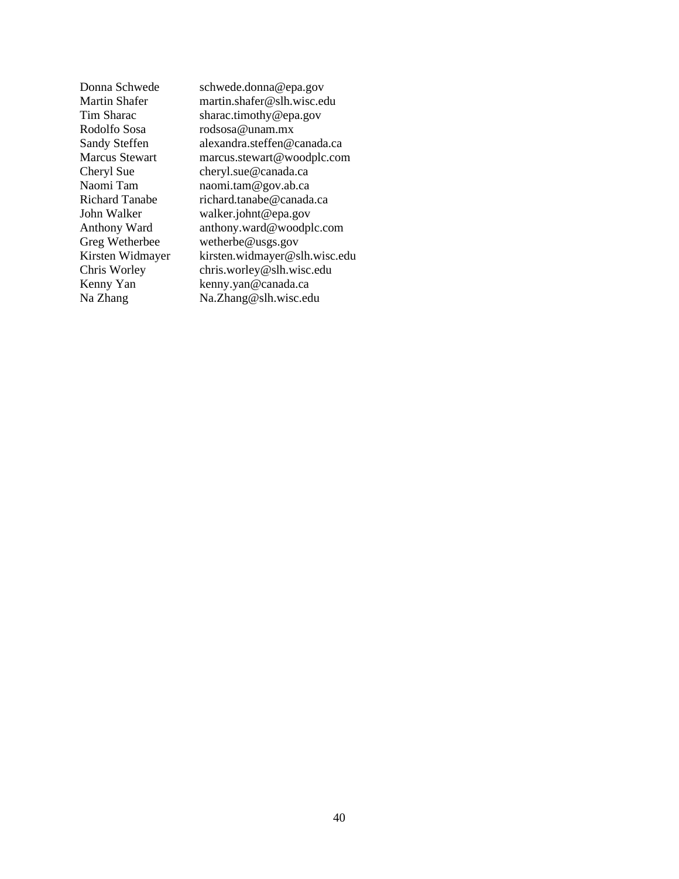| | |
|---|---|
| Donna Schwede | schwede.donna@epa.gov |
| Martin Shafer | martin.shafer@slh.wisc.edu |
| Tim Sharac | sharac.timothy@epa.gov |
| Rodolfo Sosa | rodsosa@unam.mx |
| Sandy Steffen | alexandra.steffen@canada.ca |
| Marcus Stewart | marcus.stewart@woodplc.com |
| Cheryl Sue | cheryl.sue@canada.ca |
| Naomi Tam | naomi.tam@gov.ab.ca |
| Richard Tanabe | richard.tanabe@canada.ca |
| John Walker | walker.johnt@epa.gov |
| Anthony Ward | anthony.ward@woodplc.com |
| Greg Wetherbee | wetherbe@usgs.gov |
| Kirsten Widmayer | kirsten.widmayer@slh.wisc.edu |
| Chris Worley | chris.worley@slh.wisc.edu |
| Kenny Yan | kenny.yan@canada.ca |
| Na Zhang | Na.Zhang@slh.wisc.edu |